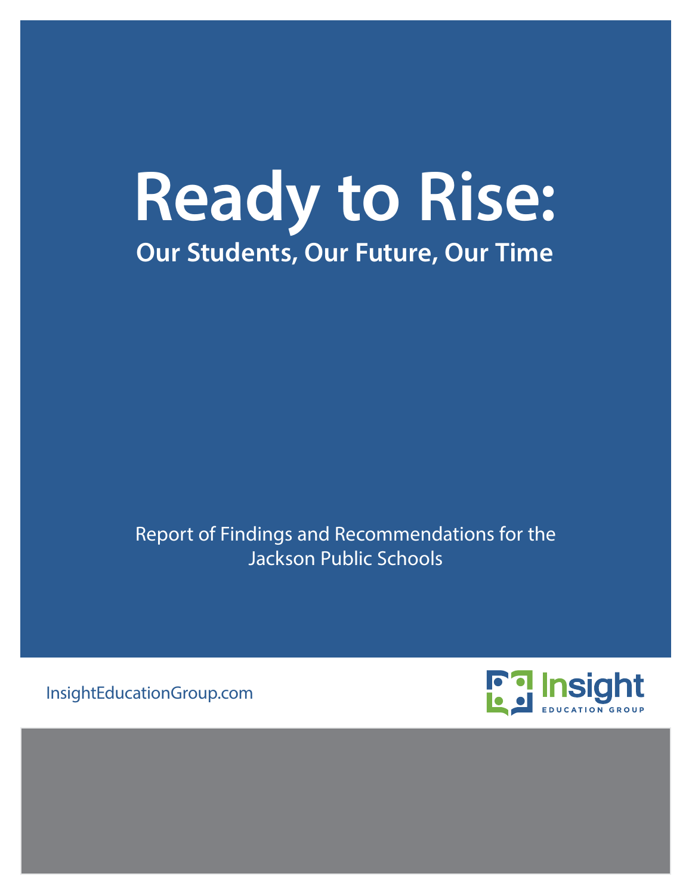# Ready to Rise:

## Our Students, Our Future, Our Time

Report of Findings and Recommendations for the Jackson Public Schools

InsightEducationGroup.com

Insight EDUCATION GROUP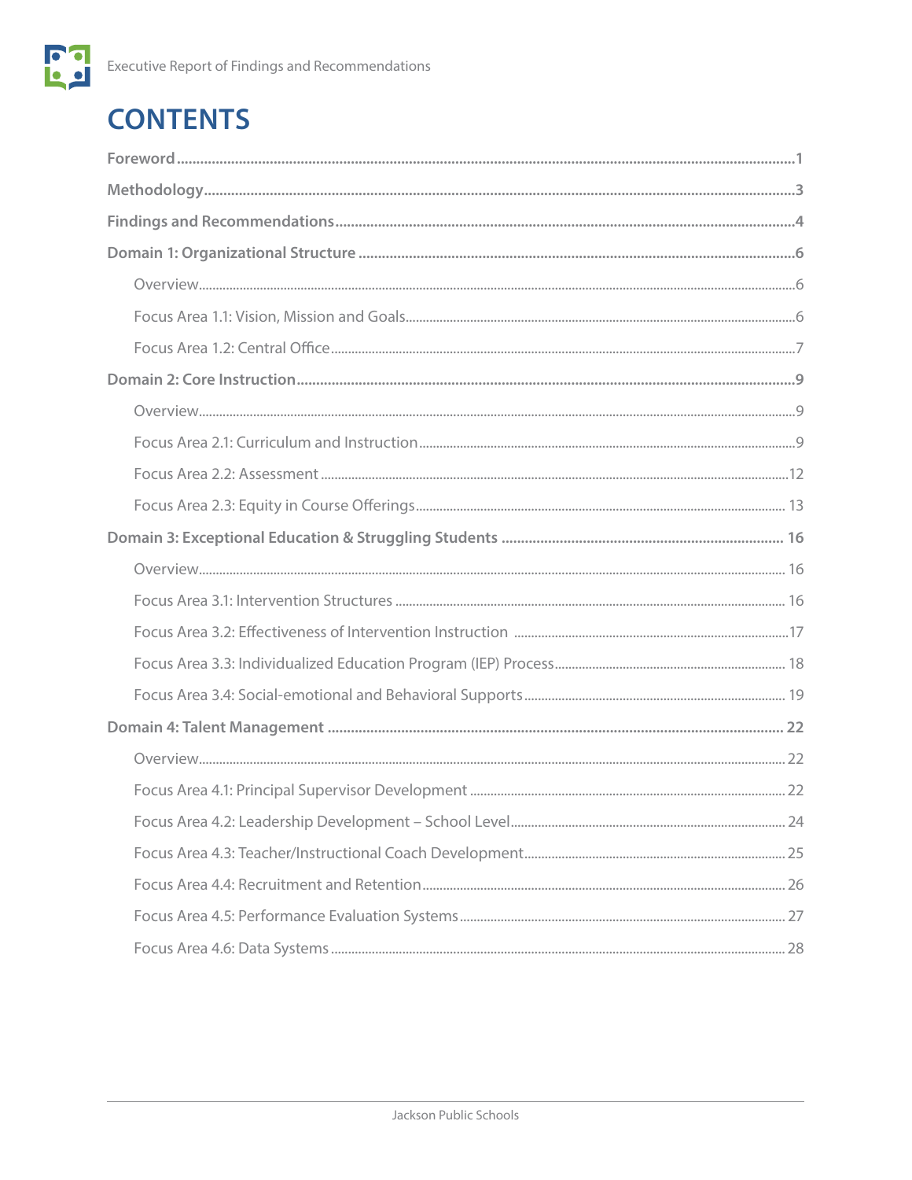# CONTENTS

**Foreword** ........ 1

**Methodology** ........ 3

**Findings and Recommendations** ........ 4

**Domain 1: Organizational Structure** ........ 6

- Overview ........ 6
- Focus Area 1.1: Vision, Mission and Goals ........ 6
- Focus Area 1.2: Central Office ........ 7

**Domain 2: Core Instruction** ........ 9

- Overview ........ 9
- Focus Area 2.1: Curriculum and Instruction ........ 9
- Focus Area 2.2: Assessment ........ 12
- Focus Area 2.3: Equity in Course Offerings ........ 13

**Domain 3: Exceptional Education & Struggling Students** ........ 16

- Overview ........ 16
- Focus Area 3.1: Intervention Structures ........ 16
- Focus Area 3.2: Effectiveness of Intervention Instruction ........ 17
- Focus Area 3.3: Individualized Education Program (IEP) Process ........ 18
- Focus Area 3.4: Social-emotional and Behavioral Supports ........ 19

**Domain 4: Talent Management** ........ 22

- Overview ........ 22
- Focus Area 4.1: Principal Supervisor Development ........ 22
- Focus Area 4.2: Leadership Development – School Level ........ 24
- Focus Area 4.3: Teacher/Instructional Coach Development ........ 25
- Focus Area 4.4: Recruitment and Retention ........ 26
- Focus Area 4.5: Performance Evaluation Systems ........ 27
- Focus Area 4.6: Data Systems ........ 28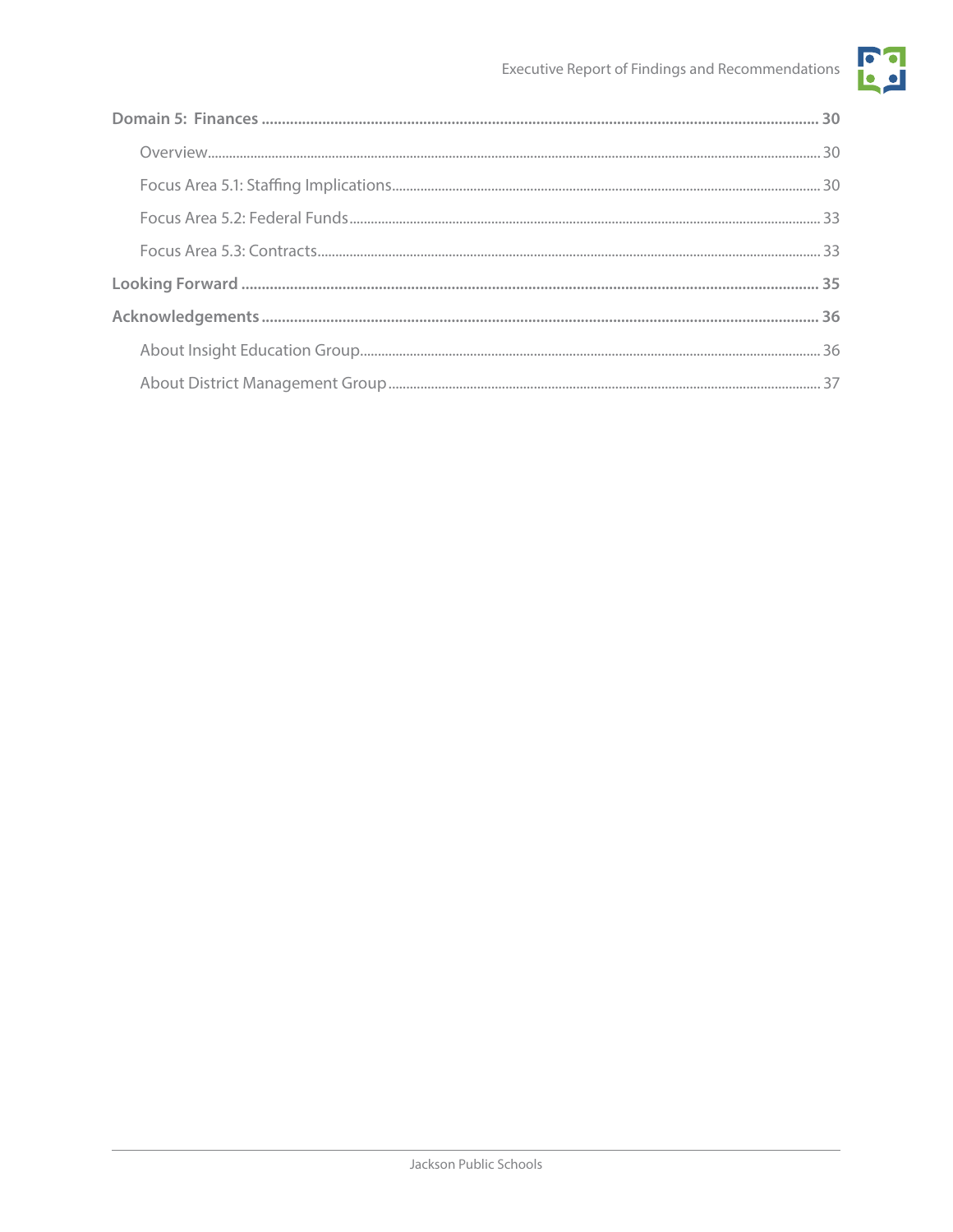**Domain 5: Finances** ........................................................................ 30

- Overview........................................................................ 30
- Focus Area 5.1: Staffing Implications........................................................................ 30
- Focus Area 5.2: Federal Funds........................................................................ 33
- Focus Area 5.3: Contracts........................................................................ 33

**Looking Forward** ........................................................................ 35

**Acknowledgements** ........................................................................ 36

- About Insight Education Group........................................................................ 36
- About District Management Group ........................................................................ 37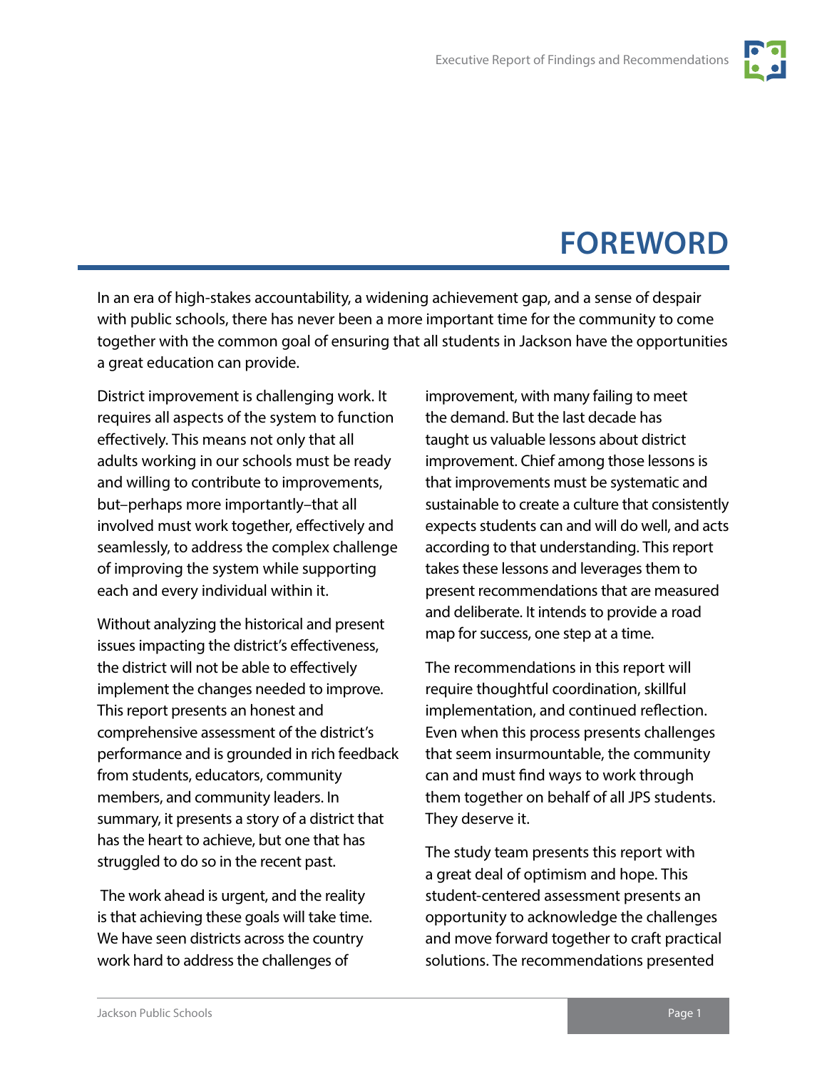# FOREWORD

In an era of high-stakes accountability, a widening achievement gap, and a sense of despair with public schools, there has never been a more important time for the community to come together with the common goal of ensuring that all students in Jackson have the opportunities a great education can provide.

District improvement is challenging work. It requires all aspects of the system to function effectively. This means not only that all adults working in our schools must be ready and willing to contribute to improvements, but–perhaps more importantly–that all involved must work together, effectively and seamlessly, to address the complex challenge of improving the system while supporting each and every individual within it.

Without analyzing the historical and present issues impacting the district's effectiveness, the district will not be able to effectively implement the changes needed to improve. This report presents an honest and comprehensive assessment of the district's performance and is grounded in rich feedback from students, educators, community members, and community leaders. In summary, it presents a story of a district that has the heart to achieve, but one that has struggled to do so in the recent past.

The work ahead is urgent, and the reality is that achieving these goals will take time. We have seen districts across the country work hard to address the challenges of improvement, with many failing to meet the demand. But the last decade has taught us valuable lessons about district improvement. Chief among those lessons is that improvements must be systematic and sustainable to create a culture that consistently expects students can and will do well, and acts according to that understanding. This report takes these lessons and leverages them to present recommendations that are measured and deliberate. It intends to provide a road map for success, one step at a time.

The recommendations in this report will require thoughtful coordination, skillful implementation, and continued reflection. Even when this process presents challenges that seem insurmountable, the community can and must find ways to work through them together on behalf of all JPS students. They deserve it.

The study team presents this report with a great deal of optimism and hope. This student-centered assessment presents an opportunity to acknowledge the challenges and move forward together to craft practical solutions. The recommendations presented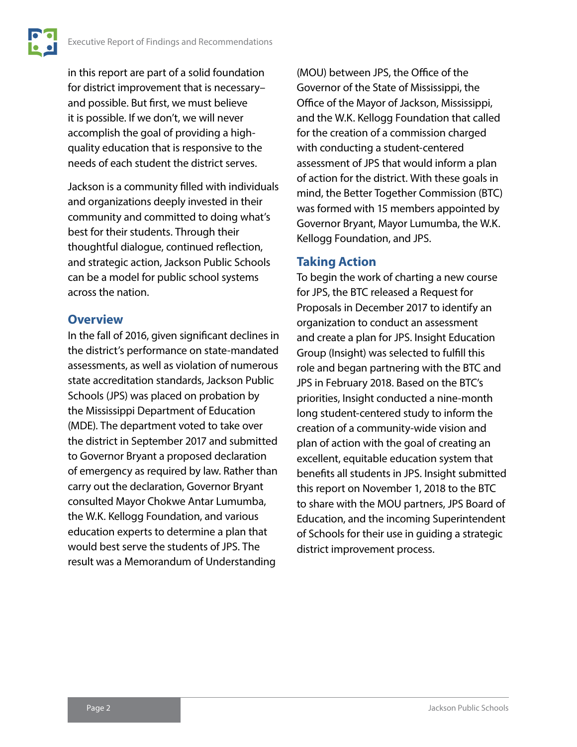in this report are part of a solid foundation for district improvement that is necessary–and possible. But first, we must believe it is possible. If we don't, we will never accomplish the goal of providing a high-quality education that is responsive to the needs of each student the district serves.

Jackson is a community filled with individuals and organizations deeply invested in their community and committed to doing what's best for their students. Through their thoughtful dialogue, continued reflection, and strategic action, Jackson Public Schools can be a model for public school systems across the nation.

## Overview

In the fall of 2016, given significant declines in the district's performance on state-mandated assessments, as well as violation of numerous state accreditation standards, Jackson Public Schools (JPS) was placed on probation by the Mississippi Department of Education (MDE). The department voted to take over the district in September 2017 and submitted to Governor Bryant a proposed declaration of emergency as required by law. Rather than carry out the declaration, Governor Bryant consulted Mayor Chokwe Antar Lumumba, the W.K. Kellogg Foundation, and various education experts to determine a plan that would best serve the students of JPS. The result was a Memorandum of Understanding (MOU) between JPS, the Office of the Governor of the State of Mississippi, the Office of the Mayor of Jackson, Mississippi, and the W.K. Kellogg Foundation that called for the creation of a commission charged with conducting a student-centered assessment of JPS that would inform a plan of action for the district. With these goals in mind, the Better Together Commission (BTC) was formed with 15 members appointed by Governor Bryant, Mayor Lumumba, the W.K. Kellogg Foundation, and JPS.

## Taking Action

To begin the work of charting a new course for JPS, the BTC released a Request for Proposals in December 2017 to identify an organization to conduct an assessment and create a plan for JPS. Insight Education Group (Insight) was selected to fulfill this role and began partnering with the BTC and JPS in February 2018. Based on the BTC's priorities, Insight conducted a nine-month long student-centered study to inform the creation of a community-wide vision and plan of action with the goal of creating an excellent, equitable education system that benefits all students in JPS. Insight submitted this report on November 1, 2018 to the BTC to share with the MOU partners, JPS Board of Education, and the incoming Superintendent of Schools for their use in guiding a strategic district improvement process.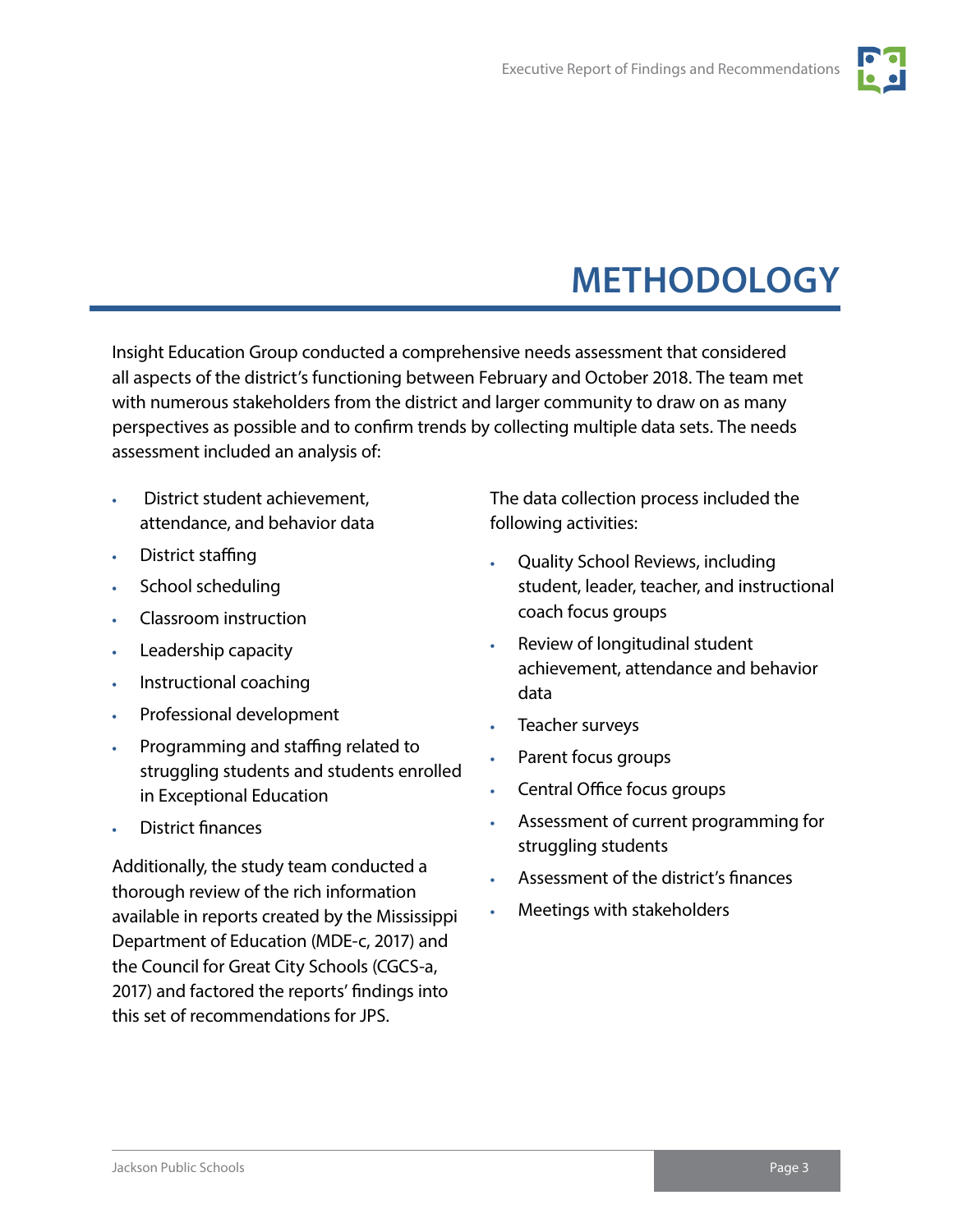# METHODOLOGY

Insight Education Group conducted a comprehensive needs assessment that considered all aspects of the district's functioning between February and October 2018. The team met with numerous stakeholders from the district and larger community to draw on as many perspectives as possible and to confirm trends by collecting multiple data sets. The needs assessment included an analysis of:

- District student achievement, attendance, and behavior data
- District staffing
- School scheduling
- Classroom instruction
- Leadership capacity
- Instructional coaching
- Professional development
- Programming and staffing related to struggling students and students enrolled in Exceptional Education
- District finances

Additionally, the study team conducted a thorough review of the rich information available in reports created by the Mississippi Department of Education (MDE-c, 2017) and the Council for Great City Schools (CGCS-a, 2017) and factored the reports' findings into this set of recommendations for JPS.

The data collection process included the following activities:

- Quality School Reviews, including student, leader, teacher, and instructional coach focus groups
- Review of longitudinal student achievement, attendance and behavior data
- Teacher surveys
- Parent focus groups
- Central Office focus groups
- Assessment of current programming for struggling students
- Assessment of the district's finances
- Meetings with stakeholders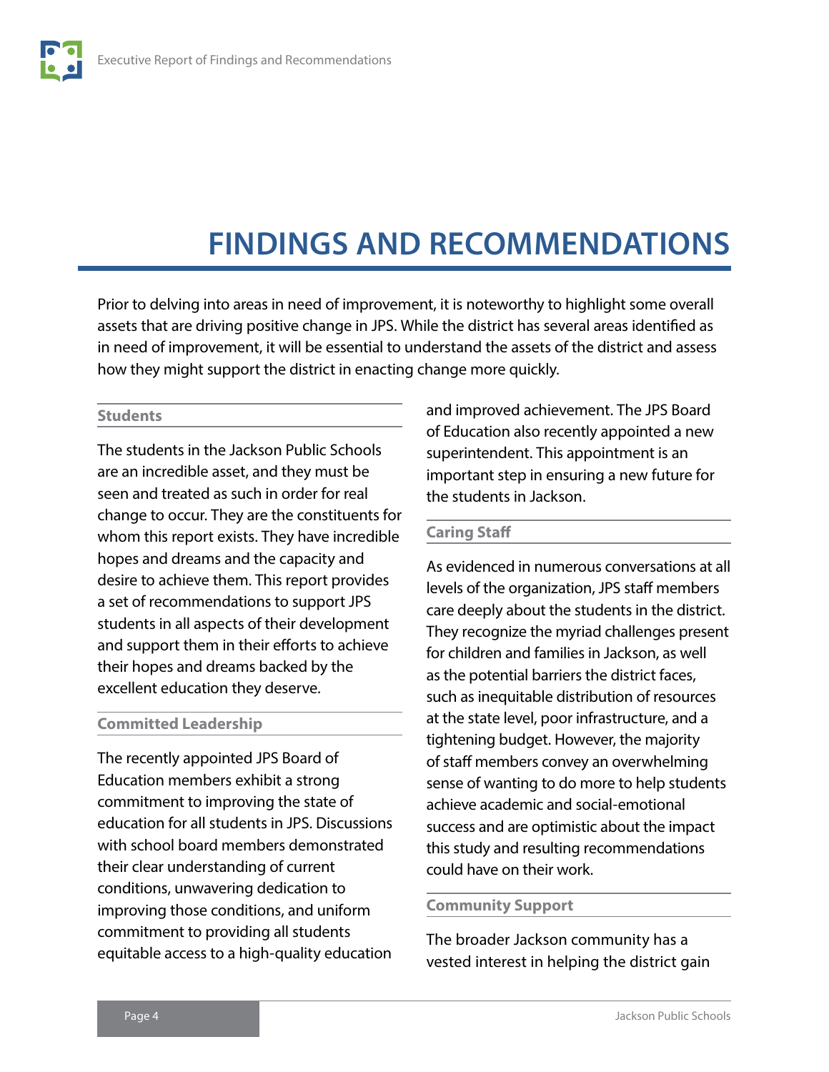# FINDINGS AND RECOMMENDATIONS

Prior to delving into areas in need of improvement, it is noteworthy to highlight some overall assets that are driving positive change in JPS. While the district has several areas identified as in need of improvement, it will be essential to understand the assets of the district and assess how they might support the district in enacting change more quickly.

### Students

The students in the Jackson Public Schools are an incredible asset, and they must be seen and treated as such in order for real change to occur. They are the constituents for whom this report exists. They have incredible hopes and dreams and the capacity and desire to achieve them. This report provides a set of recommendations to support JPS students in all aspects of their development and support them in their efforts to achieve their hopes and dreams backed by the excellent education they deserve.

### Committed Leadership

The recently appointed JPS Board of Education members exhibit a strong commitment to improving the state of education for all students in JPS. Discussions with school board members demonstrated their clear understanding of current conditions, unwavering dedication to improving those conditions, and uniform commitment to providing all students equitable access to a high-quality education and improved achievement. The JPS Board of Education also recently appointed a new superintendent. This appointment is an important step in ensuring a new future for the students in Jackson.

### Caring Staff

As evidenced in numerous conversations at all levels of the organization, JPS staff members care deeply about the students in the district. They recognize the myriad challenges present for children and families in Jackson, as well as the potential barriers the district faces, such as inequitable distribution of resources at the state level, poor infrastructure, and a tightening budget. However, the majority of staff members convey an overwhelming sense of wanting to do more to help students achieve academic and social-emotional success and are optimistic about the impact this study and resulting recommendations could have on their work.

### Community Support

The broader Jackson community has a vested interest in helping the district gain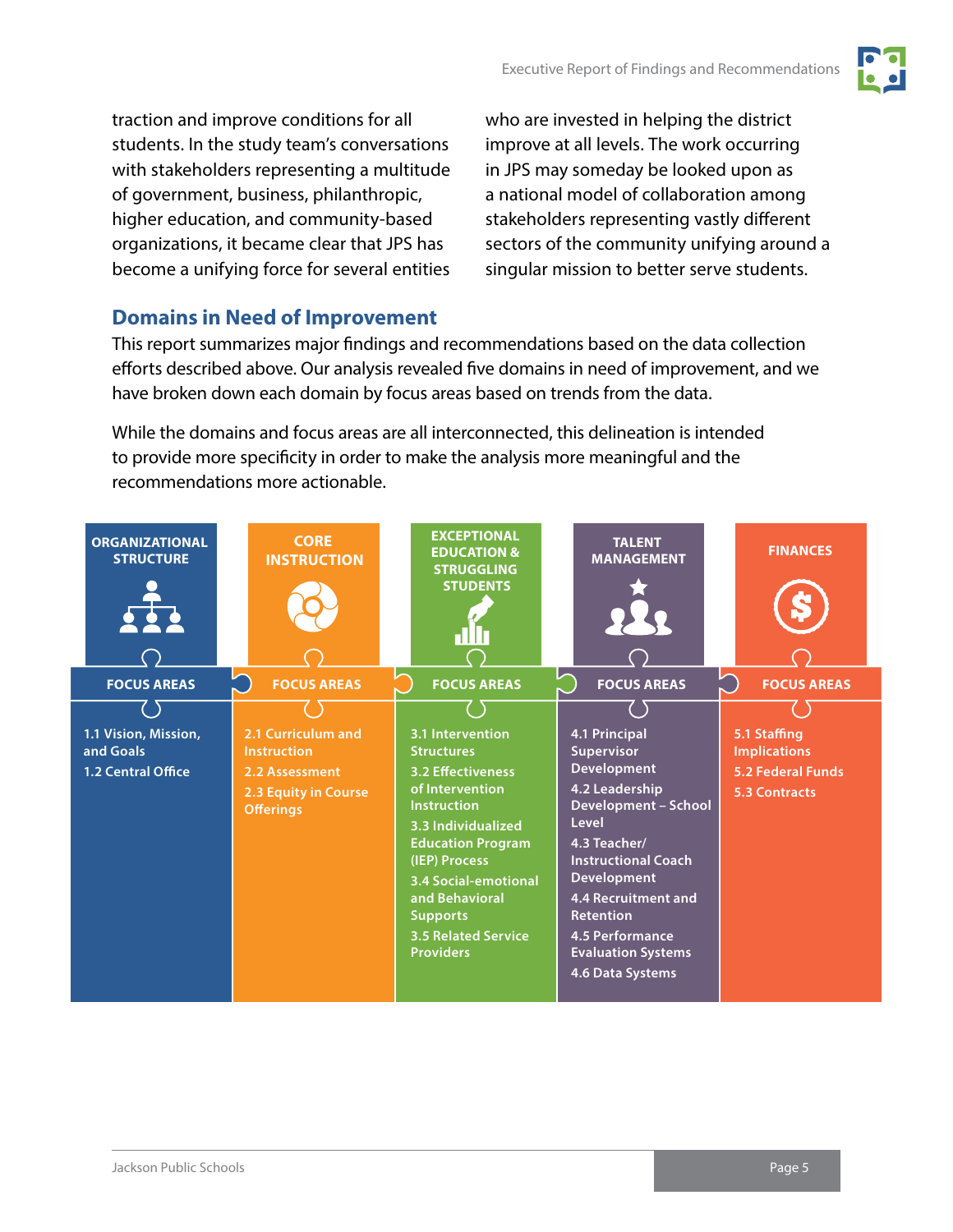traction and improve conditions for all students. In the study team's conversations with stakeholders representing a multitude of government, business, philanthropic, higher education, and community-based organizations, it became clear that JPS has become a unifying force for several entities who are invested in helping the district improve at all levels. The work occurring in JPS may someday be looked upon as a national model of collaboration among stakeholders representing vastly different sectors of the community unifying around a singular mission to better serve students.

## Domains in Need of Improvement

This report summarizes major findings and recommendations based on the data collection efforts described above. Our analysis revealed five domains in need of improvement, and we have broken down each domain by focus areas based on trends from the data.

While the domains and focus areas are all interconnected, this delineation is intended to provide more specificity in order to make the analysis more meaningful and the recommendations more actionable.

**ORGANIZATIONAL STRUCTURE**

FOCUS AREAS

- 1.1 Vision, Mission, and Goals
- 1.2 Central Office

**CORE INSTRUCTION**

FOCUS AREAS

- 2.1 Curriculum and Instruction
- 2.2 Assessment
- 2.3 Equity in Course Offerings

**EXCEPTIONAL EDUCATION & STRUGGLING STUDENTS**

FOCUS AREAS

- 3.1 Intervention Structures
- 3.2 Effectiveness of Intervention Instruction
- 3.3 Individualized Education Program (IEP) Process
- 3.4 Social-emotional and Behavioral Supports
- 3.5 Related Service Providers

**TALENT MANAGEMENT**

FOCUS AREAS

- 4.1 Principal Supervisor Development
- 4.2 Leadership Development – School Level
- 4.3 Teacher/ Instructional Coach Development
- 4.4 Recruitment and Retention
- 4.5 Performance Evaluation Systems
- 4.6 Data Systems

**FINANCES**

FOCUS AREAS

- 5.1 Staffing Implications
- 5.2 Federal Funds
- 5.3 Contracts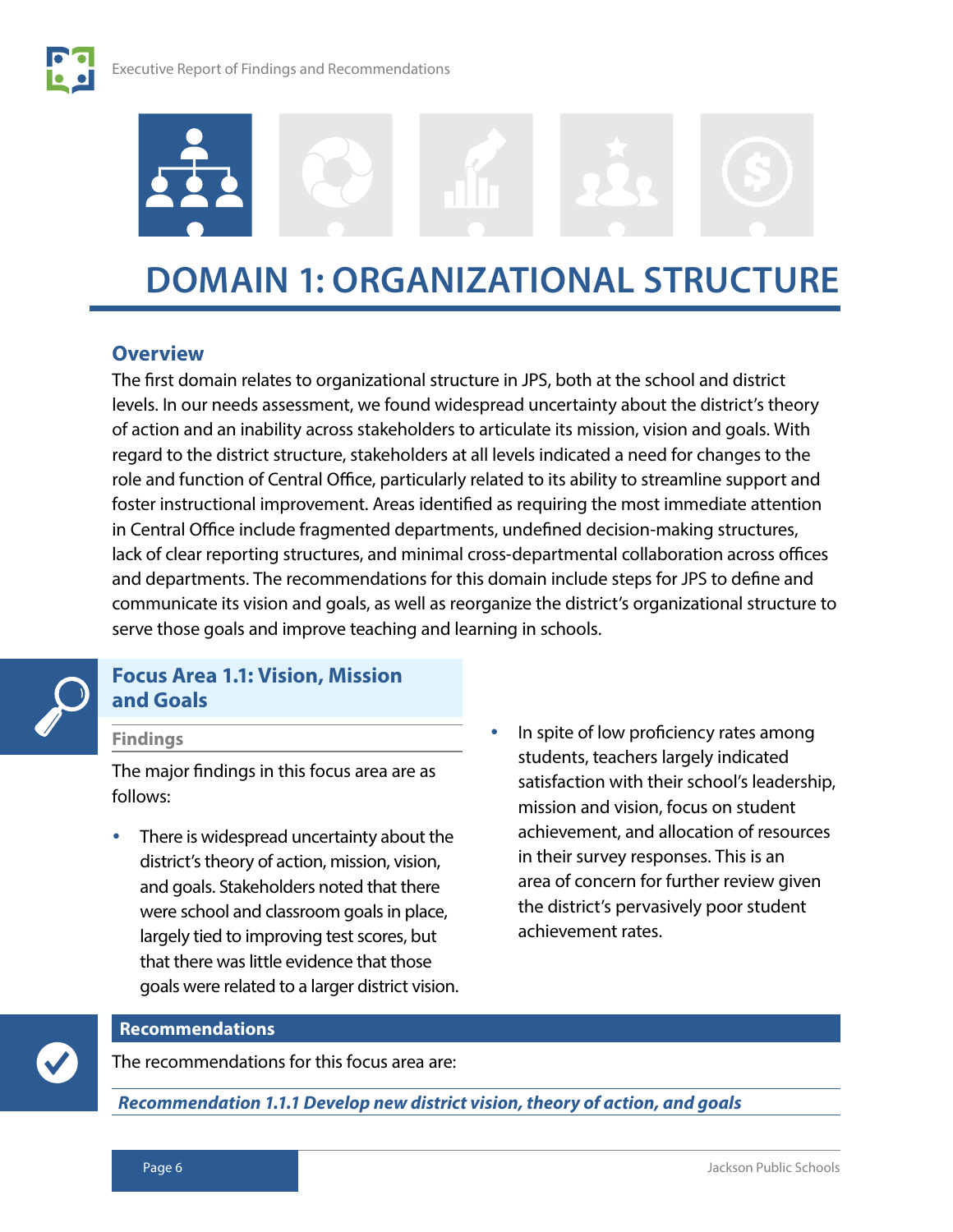# DOMAIN 1: ORGANIZATIONAL STRUCTURE

## Overview

The first domain relates to organizational structure in JPS, both at the school and district levels. In our needs assessment, we found widespread uncertainty about the district's theory of action and an inability across stakeholders to articulate its mission, vision and goals. With regard to the district structure, stakeholders at all levels indicated a need for changes to the role and function of Central Office, particularly related to its ability to streamline support and foster instructional improvement. Areas identified as requiring the most immediate attention in Central Office include fragmented departments, undefined decision-making structures, lack of clear reporting structures, and minimal cross-departmental collaboration across offices and departments. The recommendations for this domain include steps for JPS to define and communicate its vision and goals, as well as reorganize the district's organizational structure to serve those goals and improve teaching and learning in schools.

## Focus Area 1.1: Vision, Mission and Goals

### Findings

The major findings in this focus area are as follows:

- There is widespread uncertainty about the district's theory of action, mission, vision, and goals. Stakeholders noted that there were school and classroom goals in place, largely tied to improving test scores, but that there was little evidence that those goals were related to a larger district vision.
- In spite of low proficiency rates among students, teachers largely indicated satisfaction with their school's leadership, mission and vision, focus on student achievement, and allocation of resources in their survey responses. This is an area of concern for further review given the district's pervasively poor student achievement rates.

### Recommendations

The recommendations for this focus area are:

***Recommendation 1.1.1 Develop new district vision, theory of action, and goals***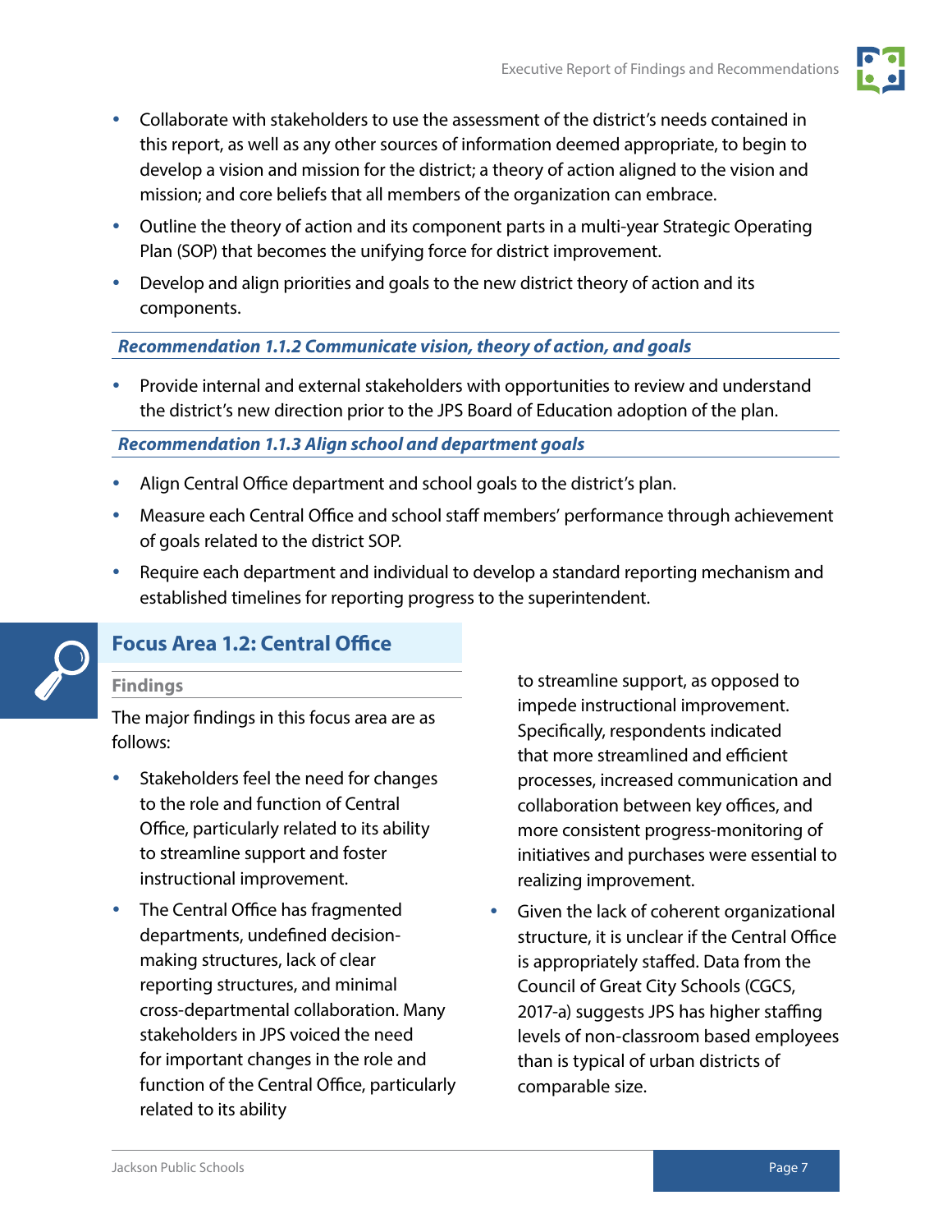- Collaborate with stakeholders to use the assessment of the district's needs contained in this report, as well as any other sources of information deemed appropriate, to begin to develop a vision and mission for the district; a theory of action aligned to the vision and mission; and core beliefs that all members of the organization can embrace.
- Outline the theory of action and its component parts in a multi-year Strategic Operating Plan (SOP) that becomes the unifying force for district improvement.
- Develop and align priorities and goals to the new district theory of action and its components.

***Recommendation 1.1.2 Communicate vision, theory of action, and goals***

- Provide internal and external stakeholders with opportunities to review and understand the district's new direction prior to the JPS Board of Education adoption of the plan.

***Recommendation 1.1.3 Align school and department goals***

- Align Central Office department and school goals to the district's plan.
- Measure each Central Office and school staff members' performance through achievement of goals related to the district SOP.
- Require each department and individual to develop a standard reporting mechanism and established timelines for reporting progress to the superintendent.

## Focus Area 1.2: Central Office

### Findings

The major findings in this focus area are as follows:

- Stakeholders feel the need for changes to the role and function of Central Office, particularly related to its ability to streamline support and foster instructional improvement.
- The Central Office has fragmented departments, undefined decision-making structures, lack of clear reporting structures, and minimal cross-departmental collaboration. Many stakeholders in JPS voiced the need for important changes in the role and function of the Central Office, particularly related to its ability to streamline support, as opposed to impede instructional improvement. Specifically, respondents indicated that more streamlined and efficient processes, increased communication and collaboration between key offices, and more consistent progress-monitoring of initiatives and purchases were essential to realizing improvement.
- Given the lack of coherent organizational structure, it is unclear if the Central Office is appropriately staffed. Data from the Council of Great City Schools (CGCS, 2017-a) suggests JPS has higher staffing levels of non-classroom based employees than is typical of urban districts of comparable size.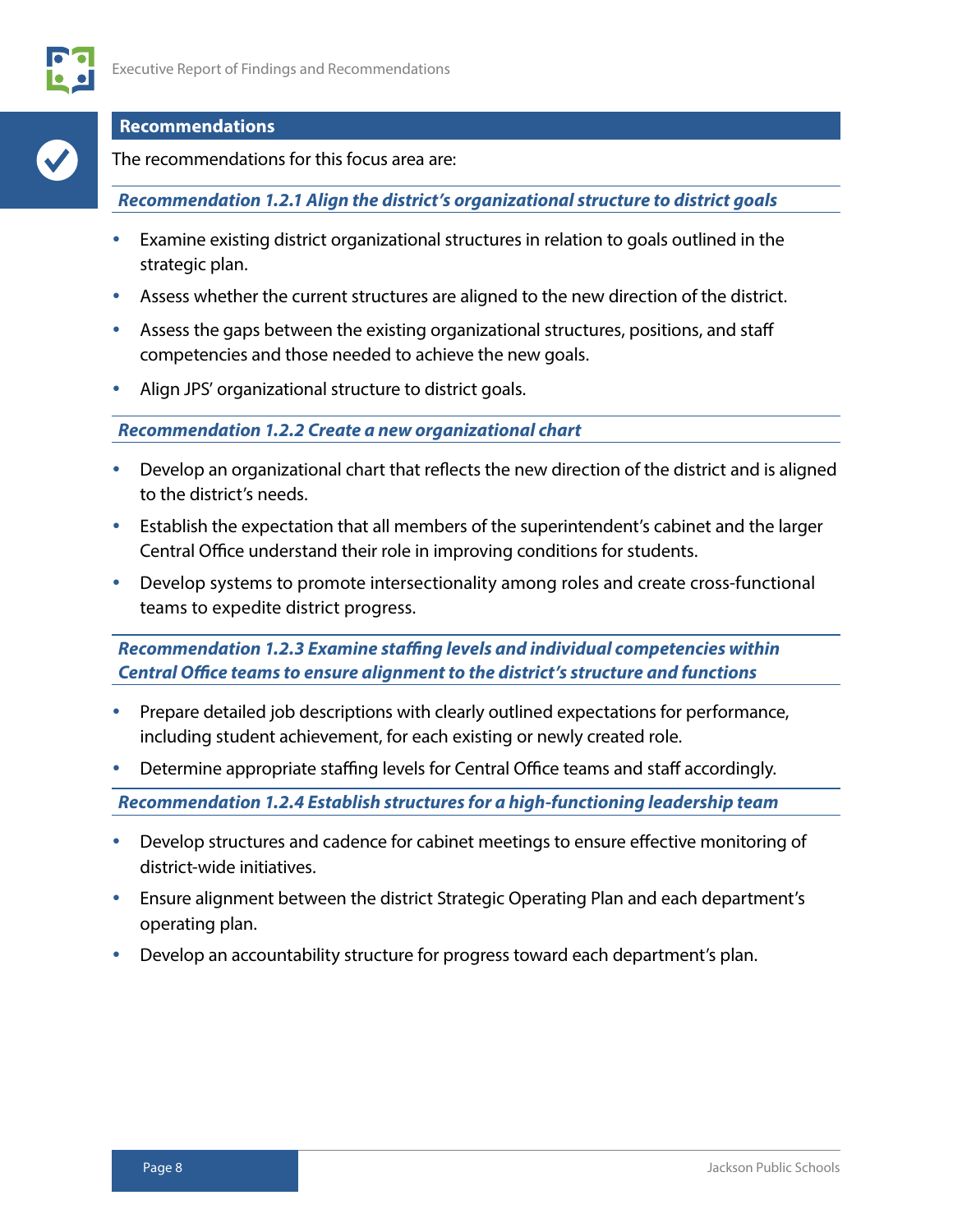## Recommendations

The recommendations for this focus area are:

### *Recommendation 1.2.1 Align the district's organizational structure to district goals*

- Examine existing district organizational structures in relation to goals outlined in the strategic plan.
- Assess whether the current structures are aligned to the new direction of the district.
- Assess the gaps between the existing organizational structures, positions, and staff competencies and those needed to achieve the new goals.
- Align JPS' organizational structure to district goals.

### *Recommendation 1.2.2 Create a new organizational chart*

- Develop an organizational chart that reflects the new direction of the district and is aligned to the district's needs.
- Establish the expectation that all members of the superintendent's cabinet and the larger Central Office understand their role in improving conditions for students.
- Develop systems to promote intersectionality among roles and create cross-functional teams to expedite district progress.

### *Recommendation 1.2.3 Examine staffing levels and individual competencies within Central Office teams to ensure alignment to the district's structure and functions*

- Prepare detailed job descriptions with clearly outlined expectations for performance, including student achievement, for each existing or newly created role.
- Determine appropriate staffing levels for Central Office teams and staff accordingly.

### *Recommendation 1.2.4 Establish structures for a high-functioning leadership team*

- Develop structures and cadence for cabinet meetings to ensure effective monitoring of district-wide initiatives.
- Ensure alignment between the district Strategic Operating Plan and each department's operating plan.
- Develop an accountability structure for progress toward each department's plan.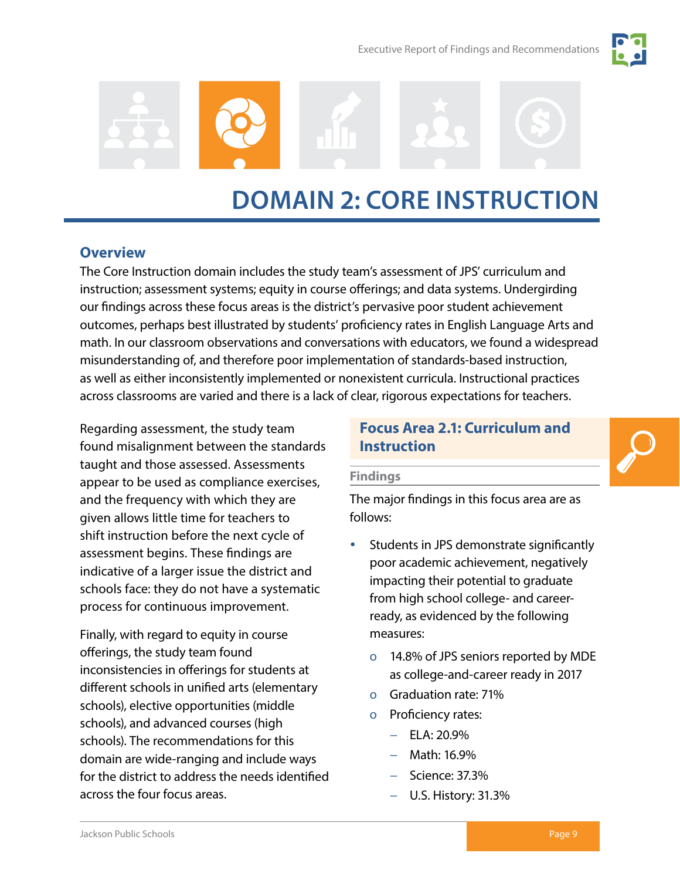# DOMAIN 2: CORE INSTRUCTION

## Overview

The Core Instruction domain includes the study team's assessment of JPS' curriculum and instruction; assessment systems; equity in course offerings; and data systems. Undergirding our findings across these focus areas is the district's pervasive poor student achievement outcomes, perhaps best illustrated by students' proficiency rates in English Language Arts and math. In our classroom observations and conversations with educators, we found a widespread misunderstanding of, and therefore poor implementation of standards-based instruction, as well as either inconsistently implemented or nonexistent curricula. Instructional practices across classrooms are varied and there is a lack of clear, rigorous expectations for teachers.

Regarding assessment, the study team found misalignment between the standards taught and those assessed. Assessments appear to be used as compliance exercises, and the frequency with which they are given allows little time for teachers to shift instruction before the next cycle of assessment begins. These findings are indicative of a larger issue the district and schools face: they do not have a systematic process for continuous improvement.

Finally, with regard to equity in course offerings, the study team found inconsistencies in offerings for students at different schools in unified arts (elementary schools), elective opportunities (middle schools), and advanced courses (high schools). The recommendations for this domain are wide-ranging and include ways for the district to address the needs identified across the four focus areas.

## Focus Area 2.1: Curriculum and Instruction

### Findings

The major findings in this focus area are as follows:

- Students in JPS demonstrate significantly poor academic achievement, negatively impacting their potential to graduate from high school college- and career-ready, as evidenced by the following measures:
  - 14.8% of JPS seniors reported by MDE as college-and-career ready in 2017
  - Graduation rate: 71%
  - Proficiency rates:
    - ELA: 20.9%
    - Math: 16.9%
    - Science: 37.3%
    - U.S. History: 31.3%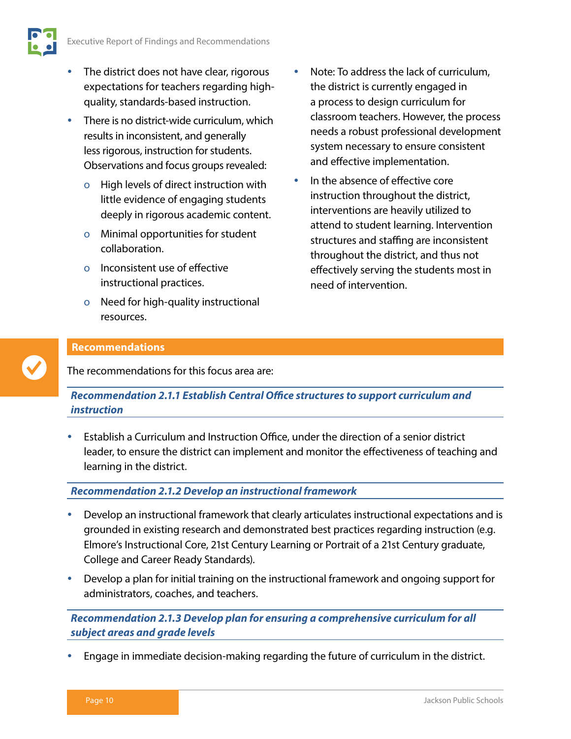- The district does not have clear, rigorous expectations for teachers regarding high-quality, standards-based instruction.
- There is no district-wide curriculum, which results in inconsistent, and generally less rigorous, instruction for students. Observations and focus groups revealed:
  - High levels of direct instruction with little evidence of engaging students deeply in rigorous academic content.
  - Minimal opportunities for student collaboration.
  - Inconsistent use of effective instructional practices.
  - Need for high-quality instructional resources.
- Note: To address the lack of curriculum, the district is currently engaged in a process to design curriculum for classroom teachers. However, the process needs a robust professional development system necessary to ensure consistent and effective implementation.
- In the absence of effective core instruction throughout the district, interventions are heavily utilized to attend to student learning. Intervention structures and staffing are inconsistent throughout the district, and thus not effectively serving the students most in need of intervention.

## Recommendations

The recommendations for this focus area are:

### *Recommendation 2.1.1 Establish Central Office structures to support curriculum and instruction*

- Establish a Curriculum and Instruction Office, under the direction of a senior district leader, to ensure the district can implement and monitor the effectiveness of teaching and learning in the district.

### *Recommendation 2.1.2 Develop an instructional framework*

- Develop an instructional framework that clearly articulates instructional expectations and is grounded in existing research and demonstrated best practices regarding instruction (e.g. Elmore's Instructional Core, 21st Century Learning or Portrait of a 21st Century graduate, College and Career Ready Standards).
- Develop a plan for initial training on the instructional framework and ongoing support for administrators, coaches, and teachers.

### *Recommendation 2.1.3 Develop plan for ensuring a comprehensive curriculum for all subject areas and grade levels*

- Engage in immediate decision-making regarding the future of curriculum in the district.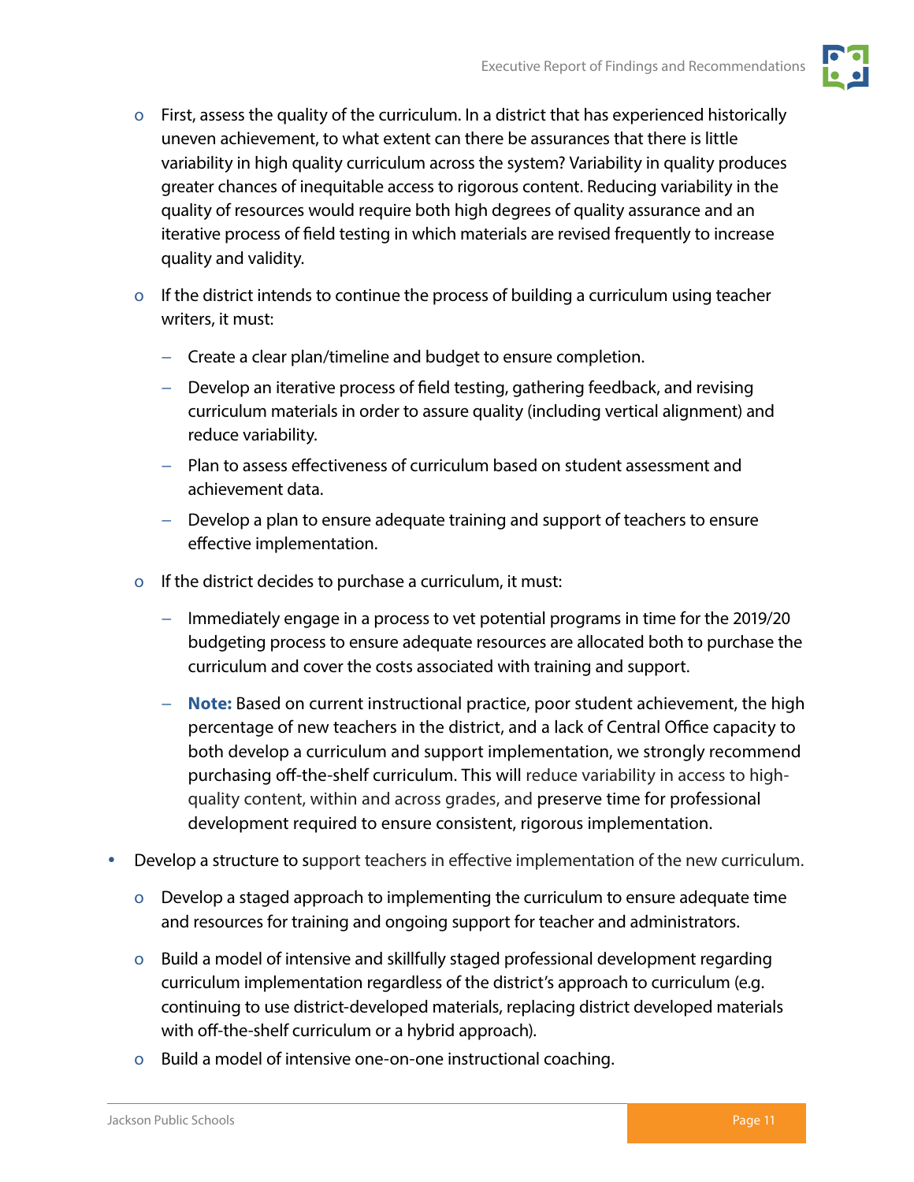- First, assess the quality of the curriculum. In a district that has experienced historically uneven achievement, to what extent can there be assurances that there is little variability in high quality curriculum across the system? Variability in quality produces greater chances of inequitable access to rigorous content. Reducing variability in the quality of resources would require both high degrees of quality assurance and an iterative process of field testing in which materials are revised frequently to increase quality and validity.
- If the district intends to continue the process of building a curriculum using teacher writers, it must:
  - Create a clear plan/timeline and budget to ensure completion.
  - Develop an iterative process of field testing, gathering feedback, and revising curriculum materials in order to assure quality (including vertical alignment) and reduce variability.
  - Plan to assess effectiveness of curriculum based on student assessment and achievement data.
  - Develop a plan to ensure adequate training and support of teachers to ensure effective implementation.
- If the district decides to purchase a curriculum, it must:
  - Immediately engage in a process to vet potential programs in time for the 2019/20 budgeting process to ensure adequate resources are allocated both to purchase the curriculum and cover the costs associated with training and support.
  - **Note:** Based on current instructional practice, poor student achievement, the high percentage of new teachers in the district, and a lack of Central Office capacity to both develop a curriculum and support implementation, we strongly recommend purchasing off-the-shelf curriculum. This will reduce variability in access to high-quality content, within and across grades, and preserve time for professional development required to ensure consistent, rigorous implementation.

- Develop a structure to support teachers in effective implementation of the new curriculum.
  - Develop a staged approach to implementing the curriculum to ensure adequate time and resources for training and ongoing support for teacher and administrators.
  - Build a model of intensive and skillfully staged professional development regarding curriculum implementation regardless of the district's approach to curriculum (e.g. continuing to use district-developed materials, replacing district developed materials with off-the-shelf curriculum or a hybrid approach).
  - Build a model of intensive one-on-one instructional coaching.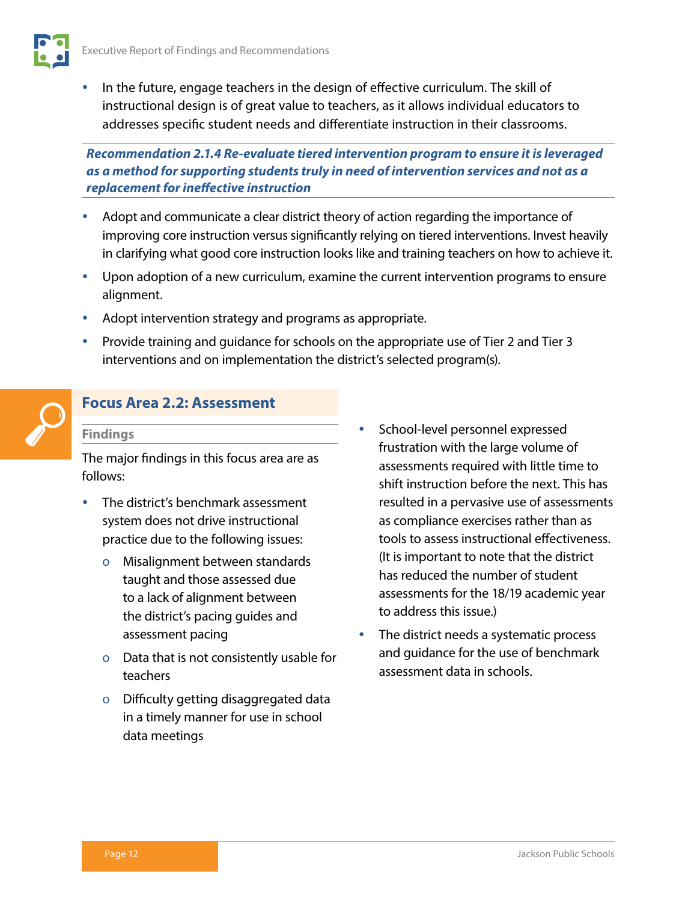- In the future, engage teachers in the design of effective curriculum. The skill of instructional design is of great value to teachers, as it allows individual educators to addresses specific student needs and differentiate instruction in their classrooms.

***Recommendation 2.1.4 Re-evaluate tiered intervention program to ensure it is leveraged as a method for supporting students truly in need of intervention services and not as a replacement for ineffective instruction***

- Adopt and communicate a clear district theory of action regarding the importance of improving core instruction versus significantly relying on tiered interventions. Invest heavily in clarifying what good core instruction looks like and training teachers on how to achieve it.
- Upon adoption of a new curriculum, examine the current intervention programs to ensure alignment.
- Adopt intervention strategy and programs as appropriate.
- Provide training and guidance for schools on the appropriate use of Tier 2 and Tier 3 interventions and on implementation the district's selected program(s).

## Focus Area 2.2: Assessment

### Findings

The major findings in this focus area are as follows:

- The district's benchmark assessment system does not drive instructional practice due to the following issues:
  - Misalignment between standards taught and those assessed due to a lack of alignment between the district's pacing guides and assessment pacing
  - Data that is not consistently usable for teachers
  - Difficulty getting disaggregated data in a timely manner for use in school data meetings
- School-level personnel expressed frustration with the large volume of assessments required with little time to shift instruction before the next. This has resulted in a pervasive use of assessments as compliance exercises rather than as tools to assess instructional effectiveness. (It is important to note that the district has reduced the number of student assessments for the 18/19 academic year to address this issue.)
- The district needs a systematic process and guidance for the use of benchmark assessment data in schools.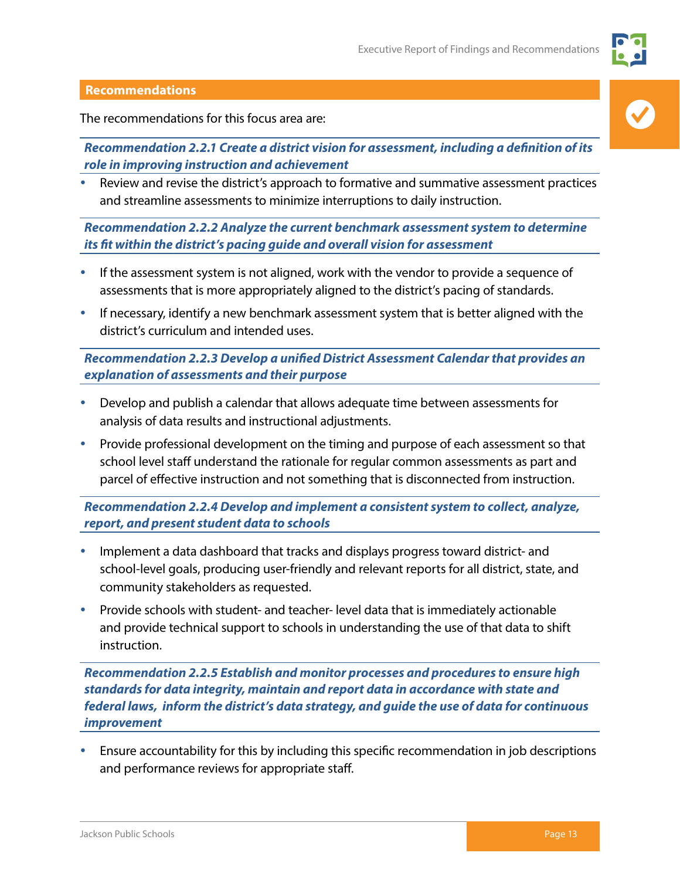## Recommendations

The recommendations for this focus area are:

### *Recommendation 2.2.1 Create a district vision for assessment, including a definition of its role in improving instruction and achievement*

- Review and revise the district's approach to formative and summative assessment practices and streamline assessments to minimize interruptions to daily instruction.

### *Recommendation 2.2.2 Analyze the current benchmark assessment system to determine its fit within the district's pacing guide and overall vision for assessment*

- If the assessment system is not aligned, work with the vendor to provide a sequence of assessments that is more appropriately aligned to the district's pacing of standards.
- If necessary, identify a new benchmark assessment system that is better aligned with the district's curriculum and intended uses.

### *Recommendation 2.2.3 Develop a unified District Assessment Calendar that provides an explanation of assessments and their purpose*

- Develop and publish a calendar that allows adequate time between assessments for analysis of data results and instructional adjustments.
- Provide professional development on the timing and purpose of each assessment so that school level staff understand the rationale for regular common assessments as part and parcel of effective instruction and not something that is disconnected from instruction.

### *Recommendation 2.2.4 Develop and implement a consistent system to collect, analyze, report, and present student data to schools*

- Implement a data dashboard that tracks and displays progress toward district- and school-level goals, producing user-friendly and relevant reports for all district, state, and community stakeholders as requested.
- Provide schools with student- and teacher- level data that is immediately actionable and provide technical support to schools in understanding the use of that data to shift instruction.

### *Recommendation 2.2.5 Establish and monitor processes and procedures to ensure high standards for data integrity, maintain and report data in accordance with state and federal laws, inform the district's data strategy, and guide the use of data for continuous improvement*

- Ensure accountability for this by including this specific recommendation in job descriptions and performance reviews for appropriate staff.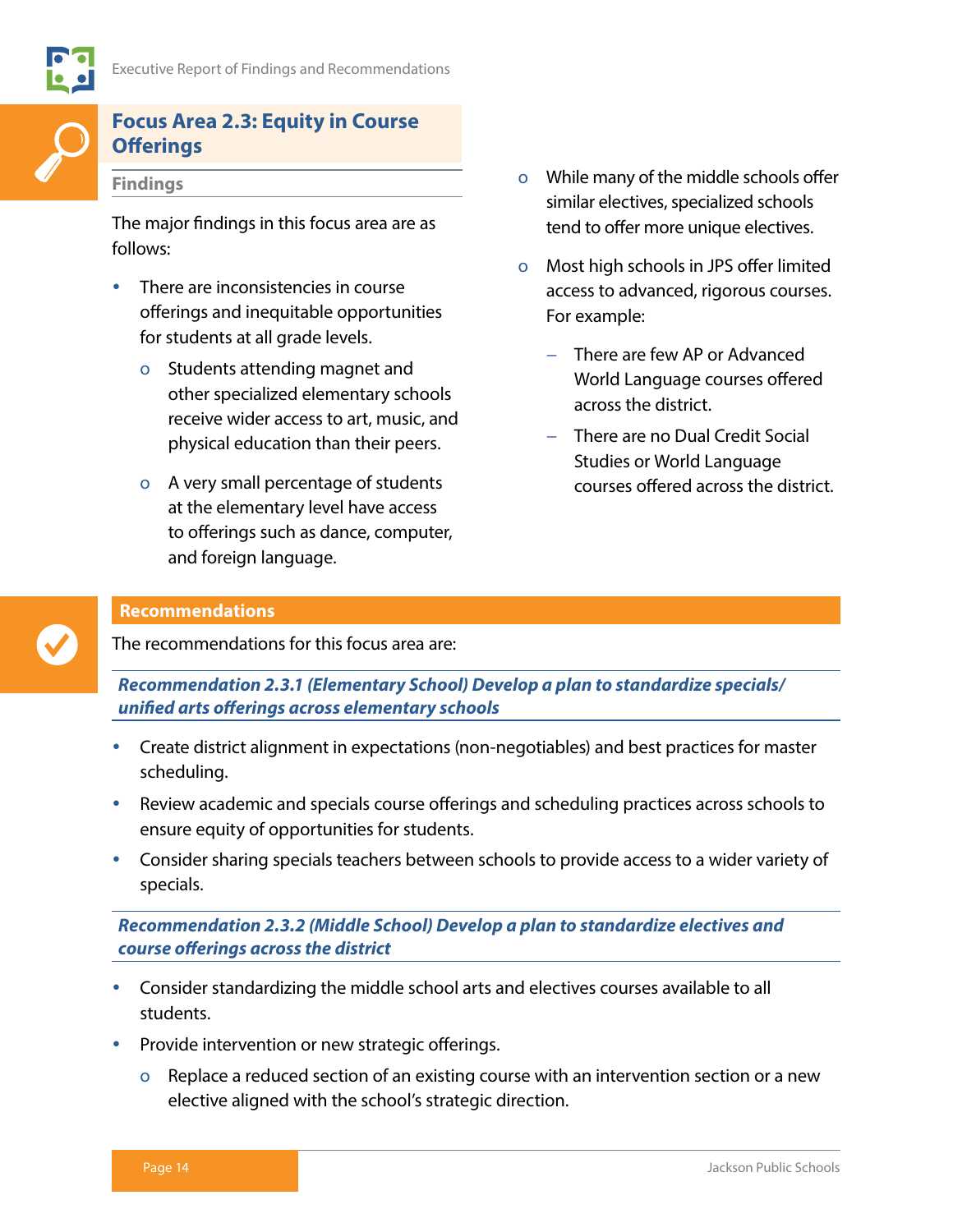## Focus Area 2.3: Equity in Course Offerings

### Findings

The major findings in this focus area are as follows:

- There are inconsistencies in course offerings and inequitable opportunities for students at all grade levels.
  - Students attending magnet and other specialized elementary schools receive wider access to art, music, and physical education than their peers.
  - A very small percentage of students at the elementary level have access to offerings such as dance, computer, and foreign language.
  - While many of the middle schools offer similar electives, specialized schools tend to offer more unique electives.
  - Most high schools in JPS offer limited access to advanced, rigorous courses. For example:
    - There are few AP or Advanced World Language courses offered across the district.
    - There are no Dual Credit Social Studies or World Language courses offered across the district.

### Recommendations

The recommendations for this focus area are:

***Recommendation 2.3.1 (Elementary School) Develop a plan to standardize specials/unified arts offerings across elementary schools***

- Create district alignment in expectations (non-negotiables) and best practices for master scheduling.
- Review academic and specials course offerings and scheduling practices across schools to ensure equity of opportunities for students.
- Consider sharing specials teachers between schools to provide access to a wider variety of specials.

***Recommendation 2.3.2 (Middle School) Develop a plan to standardize electives and course offerings across the district***

- Consider standardizing the middle school arts and electives courses available to all students.
- Provide intervention or new strategic offerings.
  - Replace a reduced section of an existing course with an intervention section or a new elective aligned with the school's strategic direction.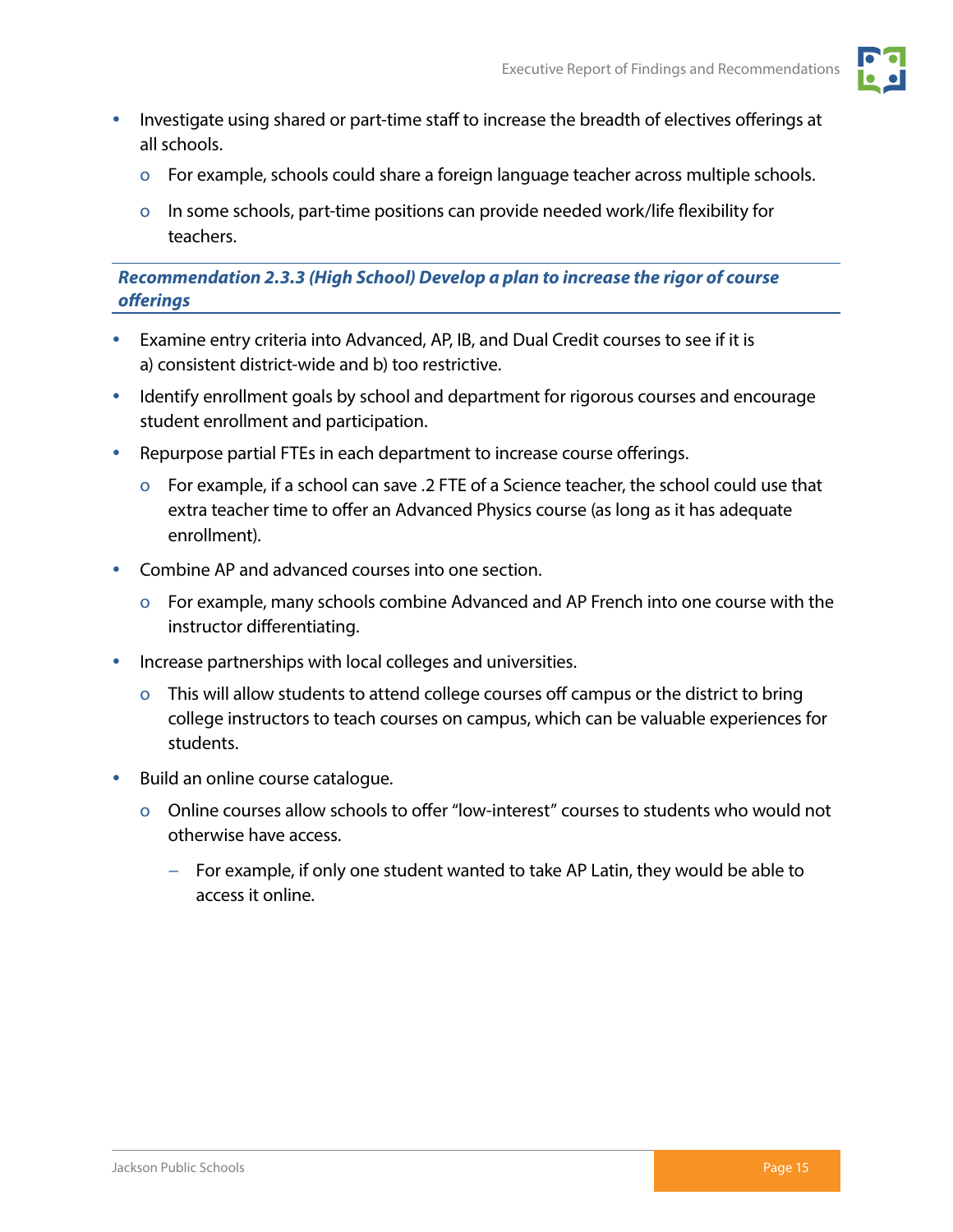- Investigate using shared or part-time staff to increase the breadth of electives offerings at all schools.
  - For example, schools could share a foreign language teacher across multiple schools.
  - In some schools, part-time positions can provide needed work/life flexibility for teachers.

### *Recommendation 2.3.3 (High School) Develop a plan to increase the rigor of course offerings*

- Examine entry criteria into Advanced, AP, IB, and Dual Credit courses to see if it is a) consistent district-wide and b) too restrictive.
- Identify enrollment goals by school and department for rigorous courses and encourage student enrollment and participation.
- Repurpose partial FTEs in each department to increase course offerings.
  - For example, if a school can save .2 FTE of a Science teacher, the school could use that extra teacher time to offer an Advanced Physics course (as long as it has adequate enrollment).
- Combine AP and advanced courses into one section.
  - For example, many schools combine Advanced and AP French into one course with the instructor differentiating.
- Increase partnerships with local colleges and universities.
  - This will allow students to attend college courses off campus or the district to bring college instructors to teach courses on campus, which can be valuable experiences for students.
- Build an online course catalogue.
  - Online courses allow schools to offer "low-interest" courses to students who would not otherwise have access.
    - For example, if only one student wanted to take AP Latin, they would be able to access it online.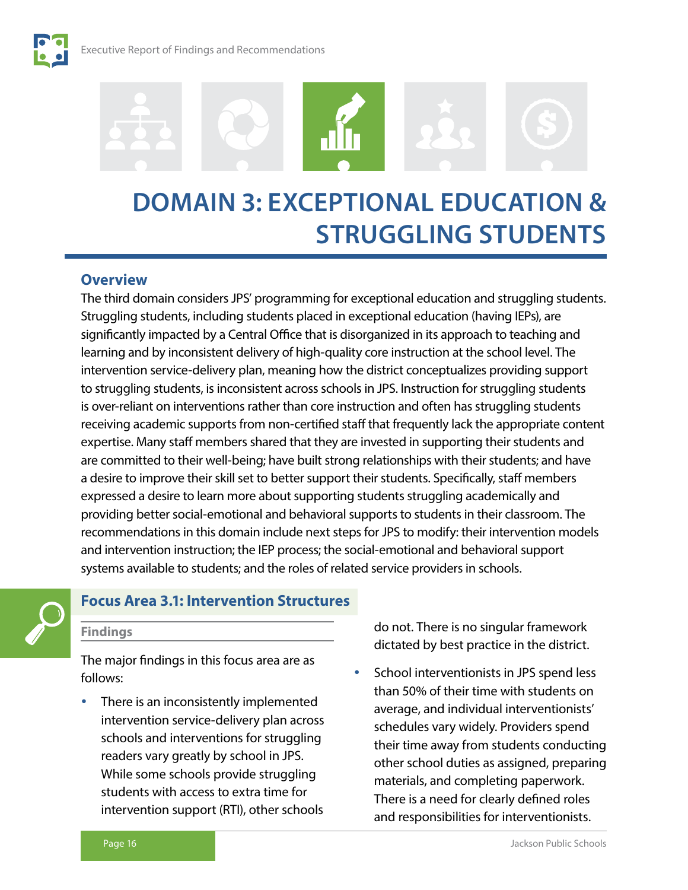# DOMAIN 3: EXCEPTIONAL EDUCATION & STRUGGLING STUDENTS

## Overview

The third domain considers JPS' programming for exceptional education and struggling students. Struggling students, including students placed in exceptional education (having IEPs), are significantly impacted by a Central Office that is disorganized in its approach to teaching and learning and by inconsistent delivery of high-quality core instruction at the school level. The intervention service-delivery plan, meaning how the district conceptualizes providing support to struggling students, is inconsistent across schools in JPS. Instruction for struggling students is over-reliant on interventions rather than core instruction and often has struggling students receiving academic supports from non-certified staff that frequently lack the appropriate content expertise. Many staff members shared that they are invested in supporting their students and are committed to their well-being; have built strong relationships with their students; and have a desire to improve their skill set to better support their students. Specifically, staff members expressed a desire to learn more about supporting students struggling academically and providing better social-emotional and behavioral supports to students in their classroom. The recommendations in this domain include next steps for JPS to modify: their intervention models and intervention instruction; the IEP process; the social-emotional and behavioral support systems available to students; and the roles of related service providers in schools.

## Focus Area 3.1: Intervention Structures

### Findings

The major findings in this focus area are as follows:

- There is an inconsistently implemented intervention service-delivery plan across schools and interventions for struggling readers vary greatly by school in JPS. While some schools provide struggling students with access to extra time for intervention support (RTI), other schools do not. There is no singular framework dictated by best practice in the district.
- School interventionists in JPS spend less than 50% of their time with students on average, and individual interventionists' schedules vary widely. Providers spend their time away from students conducting other school duties as assigned, preparing materials, and completing paperwork. There is a need for clearly defined roles and responsibilities for interventionists.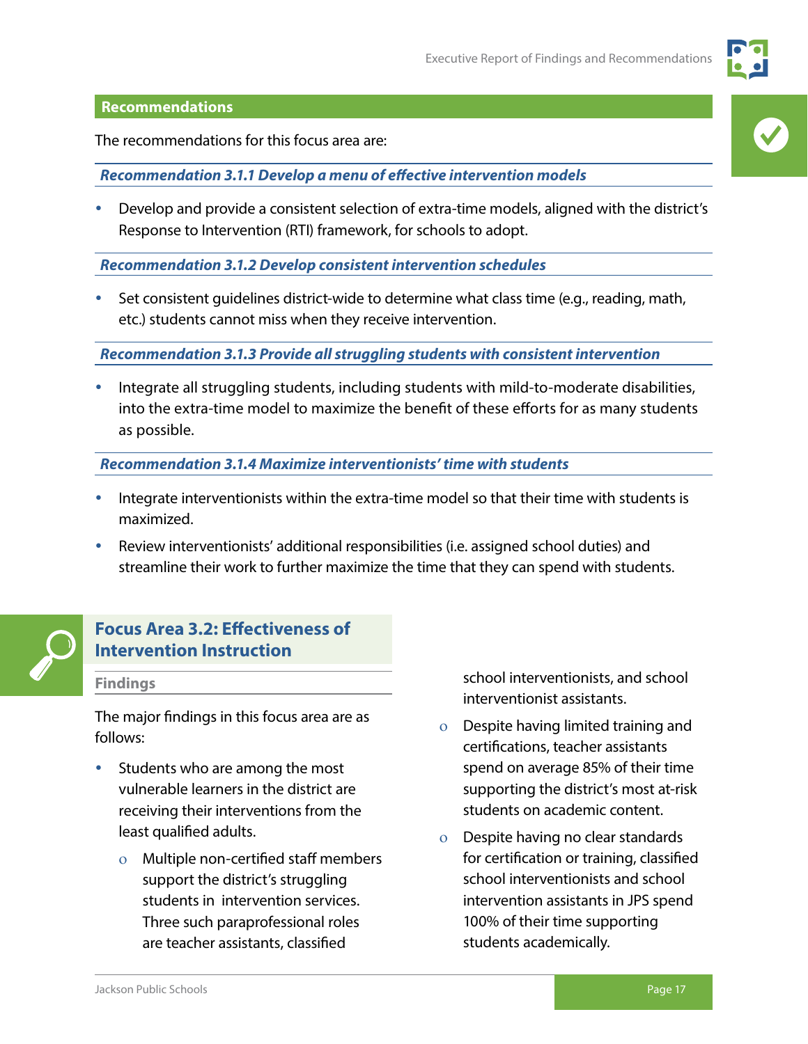## Recommendations

The recommendations for this focus area are:

### *Recommendation 3.1.1 Develop a menu of effective intervention models*

- Develop and provide a consistent selection of extra-time models, aligned with the district's Response to Intervention (RTI) framework, for schools to adopt.

### *Recommendation 3.1.2 Develop consistent intervention schedules*

- Set consistent guidelines district-wide to determine what class time (e.g., reading, math, etc.) students cannot miss when they receive intervention.

### *Recommendation 3.1.3 Provide all struggling students with consistent intervention*

- Integrate all struggling students, including students with mild-to-moderate disabilities, into the extra-time model to maximize the benefit of these efforts for as many students as possible.

### *Recommendation 3.1.4 Maximize interventionists' time with students*

- Integrate interventionists within the extra-time model so that their time with students is maximized.
- Review interventionists' additional responsibilities (i.e. assigned school duties) and streamline their work to further maximize the time that they can spend with students.

## Focus Area 3.2: Effectiveness of Intervention Instruction

### Findings

The major findings in this focus area are as follows:

- Students who are among the most vulnerable learners in the district are receiving their interventions from the least qualified adults.
  - Multiple non-certified staff members support the district's struggling students in intervention services. Three such paraprofessional roles are teacher assistants, classified school interventionists, and school interventionist assistants.
  - Despite having limited training and certifications, teacher assistants spend on average 85% of their time supporting the district's most at-risk students on academic content.
  - Despite having no clear standards for certification or training, classified school interventionists and school intervention assistants in JPS spend 100% of their time supporting students academically.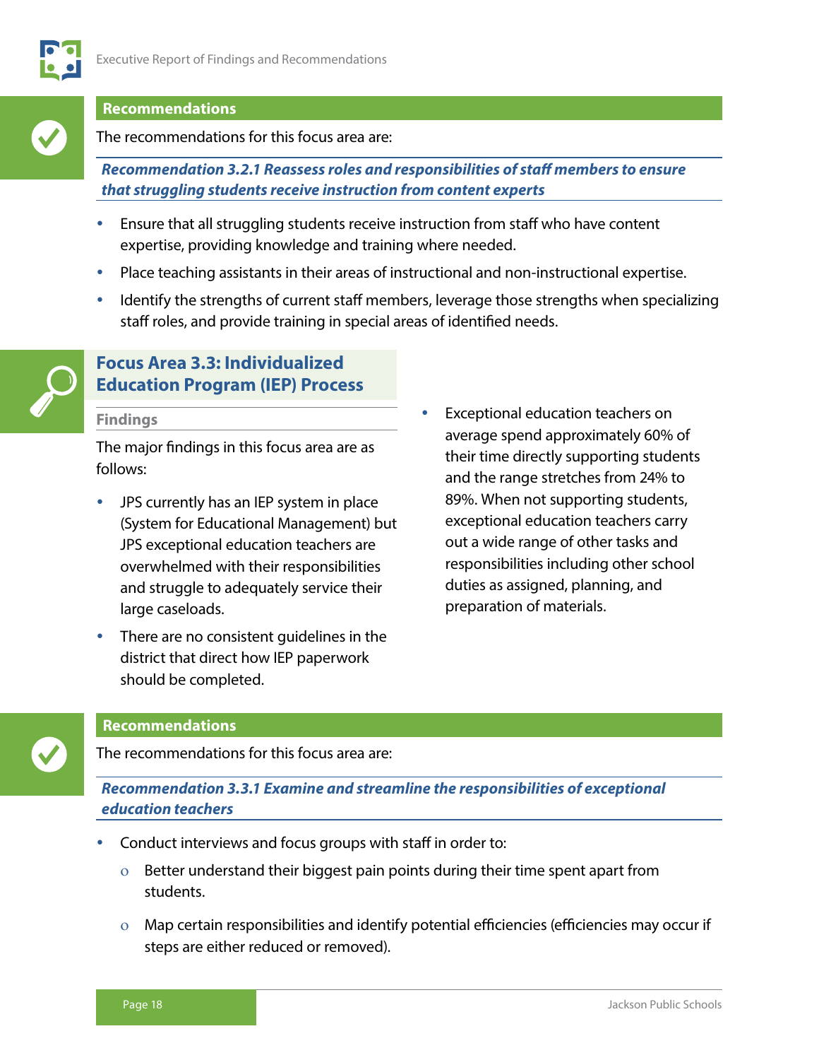### Recommendations

The recommendations for this focus area are:

***Recommendation 3.2.1 Reassess roles and responsibilities of staff members to ensure that struggling students receive instruction from content experts***

- Ensure that all struggling students receive instruction from staff who have content expertise, providing knowledge and training where needed.
- Place teaching assistants in their areas of instructional and non-instructional expertise.
- Identify the strengths of current staff members, leverage those strengths when specializing staff roles, and provide training in special areas of identified needs.

## Focus Area 3.3: Individualized Education Program (IEP) Process

### Findings

The major findings in this focus area are as follows:

- JPS currently has an IEP system in place (System for Educational Management) but JPS exceptional education teachers are overwhelmed with their responsibilities and struggle to adequately service their large caseloads.
- There are no consistent guidelines in the district that direct how IEP paperwork should be completed.
- Exceptional education teachers on average spend approximately 60% of their time directly supporting students and the range stretches from 24% to 89%. When not supporting students, exceptional education teachers carry out a wide range of other tasks and responsibilities including other school duties as assigned, planning, and preparation of materials.

### Recommendations

The recommendations for this focus area are:

***Recommendation 3.3.1 Examine and streamline the responsibilities of exceptional education teachers***

- Conduct interviews and focus groups with staff in order to:
  - Better understand their biggest pain points during their time spent apart from students.
  - Map certain responsibilities and identify potential efficiencies (efficiencies may occur if steps are either reduced or removed).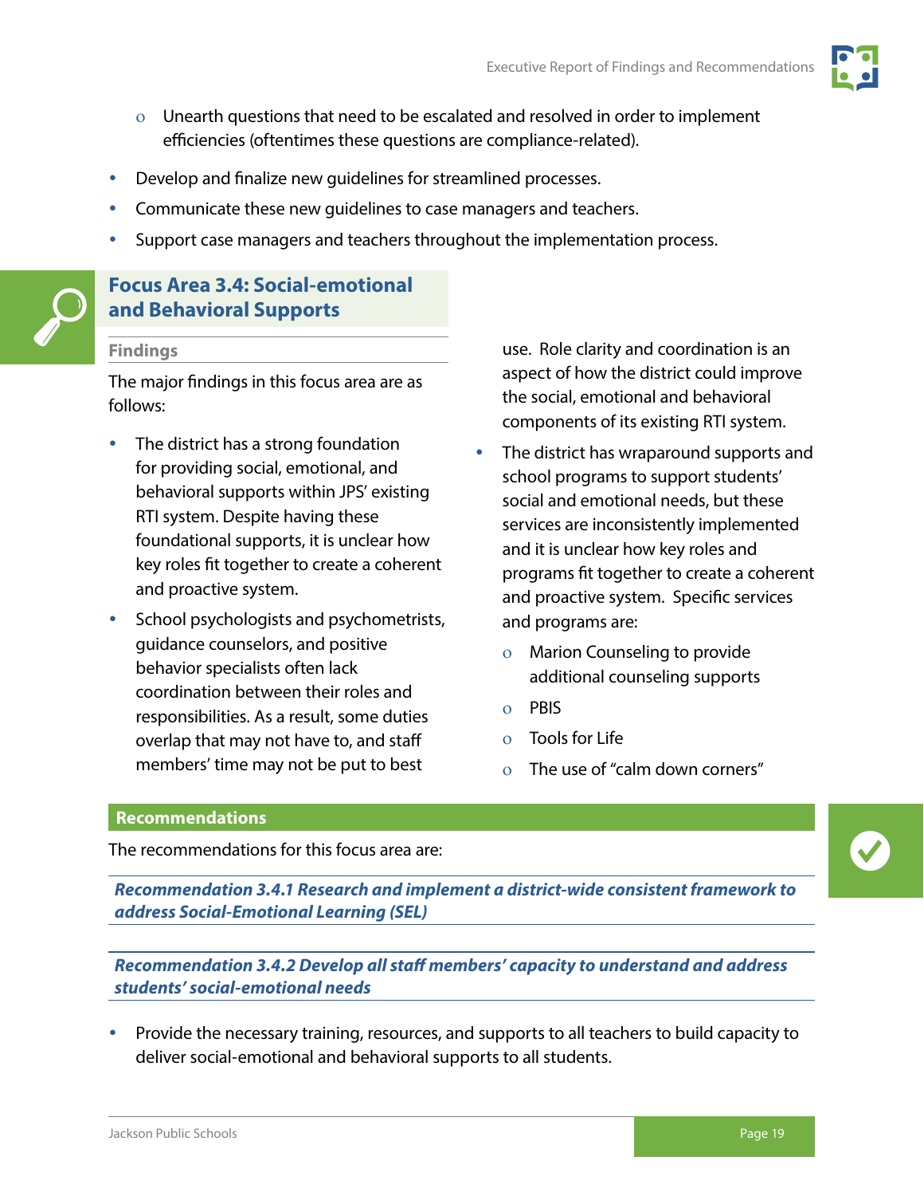- Unearth questions that need to be escalated and resolved in order to implement efficiencies (oftentimes these questions are compliance-related).
- Develop and finalize new guidelines for streamlined processes.
- Communicate these new guidelines to case managers and teachers.
- Support case managers and teachers throughout the implementation process.

## Focus Area 3.4: Social-emotional and Behavioral Supports

### Findings

The major findings in this focus area are as follows:

- The district has a strong foundation for providing social, emotional, and behavioral supports within JPS' existing RTI system. Despite having these foundational supports, it is unclear how key roles fit together to create a coherent and proactive system.
- School psychologists and psychometrists, guidance counselors, and positive behavior specialists often lack coordination between their roles and responsibilities. As a result, some duties overlap that may not have to, and staff members' time may not be put to best use. Role clarity and coordination is an aspect of how the district could improve the social, emotional and behavioral components of its existing RTI system.
- The district has wraparound supports and school programs to support students' social and emotional needs, but these services are inconsistently implemented and it is unclear how key roles and programs fit together to create a coherent and proactive system. Specific services and programs are:
   - Marion Counseling to provide additional counseling supports
   - PBIS
   - Tools for Life
   - The use of "calm down corners"

### Recommendations

The recommendations for this focus area are:

***Recommendation 3.4.1 Research and implement a district-wide consistent framework to address Social-Emotional Learning (SEL)***

***Recommendation 3.4.2 Develop all staff members' capacity to understand and address students' social-emotional needs***

- Provide the necessary training, resources, and supports to all teachers to build capacity to deliver social-emotional and behavioral supports to all students.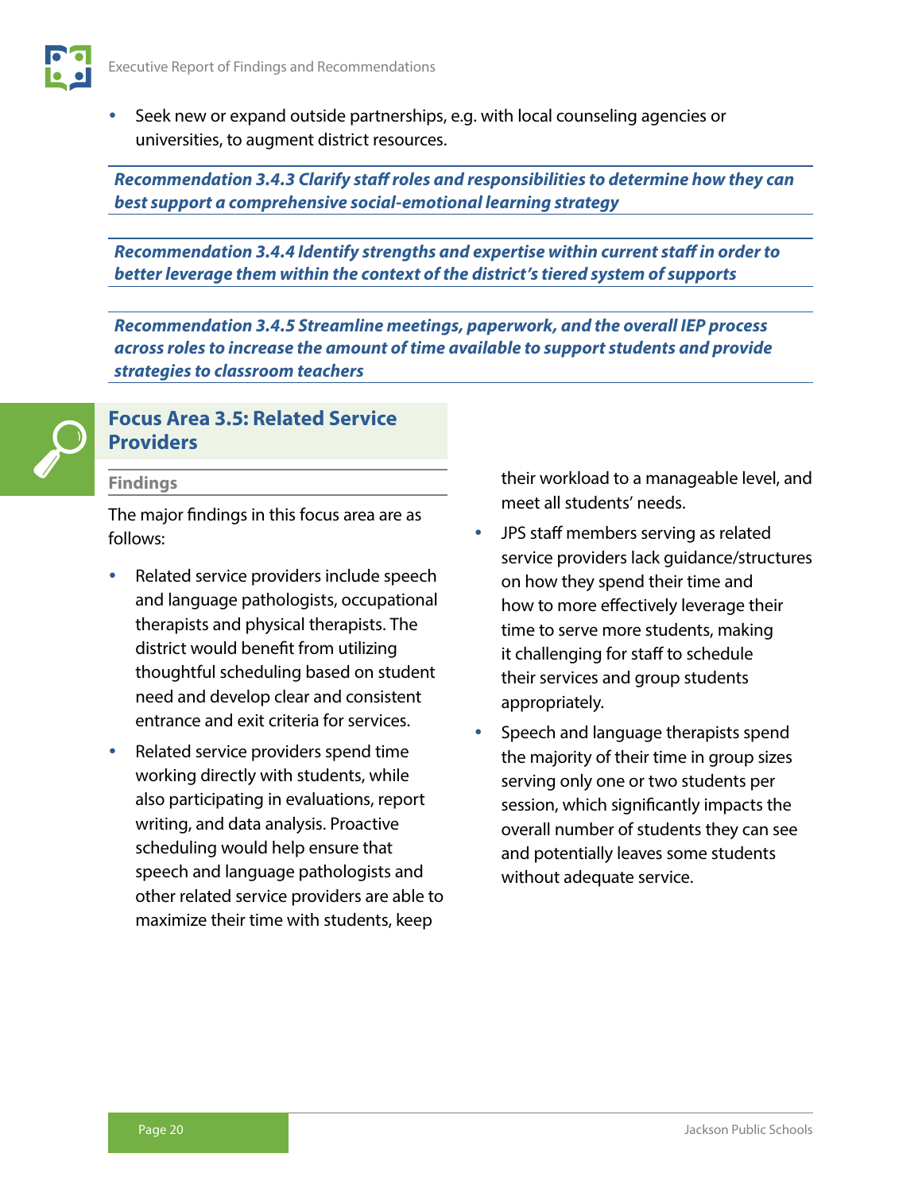- Seek new or expand outside partnerships, e.g. with local counseling agencies or universities, to augment district resources.

***Recommendation 3.4.3 Clarify staff roles and responsibilities to determine how they can best support a comprehensive social-emotional learning strategy***

***Recommendation 3.4.4 Identify strengths and expertise within current staff in order to better leverage them within the context of the district's tiered system of supports***

***Recommendation 3.4.5 Streamline meetings, paperwork, and the overall IEP process across roles to increase the amount of time available to support students and provide strategies to classroom teachers***

## Focus Area 3.5: Related Service Providers

### Findings

The major findings in this focus area are as follows:

- Related service providers include speech and language pathologists, occupational therapists and physical therapists. The district would benefit from utilizing thoughtful scheduling based on student need and develop clear and consistent entrance and exit criteria for services.
- Related service providers spend time working directly with students, while also participating in evaluations, report writing, and data analysis. Proactive scheduling would help ensure that speech and language pathologists and other related service providers are able to maximize their time with students, keep their workload to a manageable level, and meet all students' needs.
- JPS staff members serving as related service providers lack guidance/structures on how they spend their time and how to more effectively leverage their time to serve more students, making it challenging for staff to schedule their services and group students appropriately.
- Speech and language therapists spend the majority of their time in group sizes serving only one or two students per session, which significantly impacts the overall number of students they can see and potentially leaves some students without adequate service.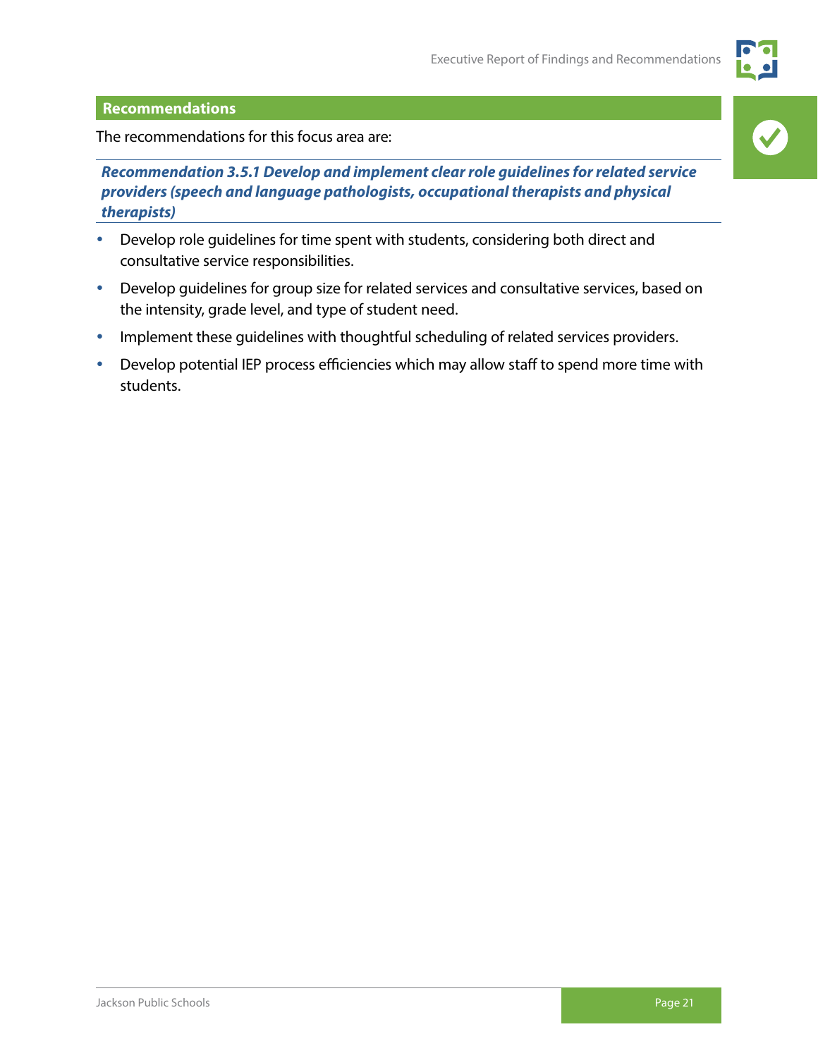## Recommendations

The recommendations for this focus area are:

### *Recommendation 3.5.1 Develop and implement clear role guidelines for related service providers (speech and language pathologists, occupational therapists and physical therapists)*

- Develop role guidelines for time spent with students, considering both direct and consultative service responsibilities.
- Develop guidelines for group size for related services and consultative services, based on the intensity, grade level, and type of student need.
- Implement these guidelines with thoughtful scheduling of related services providers.
- Develop potential IEP process efficiencies which may allow staff to spend more time with students.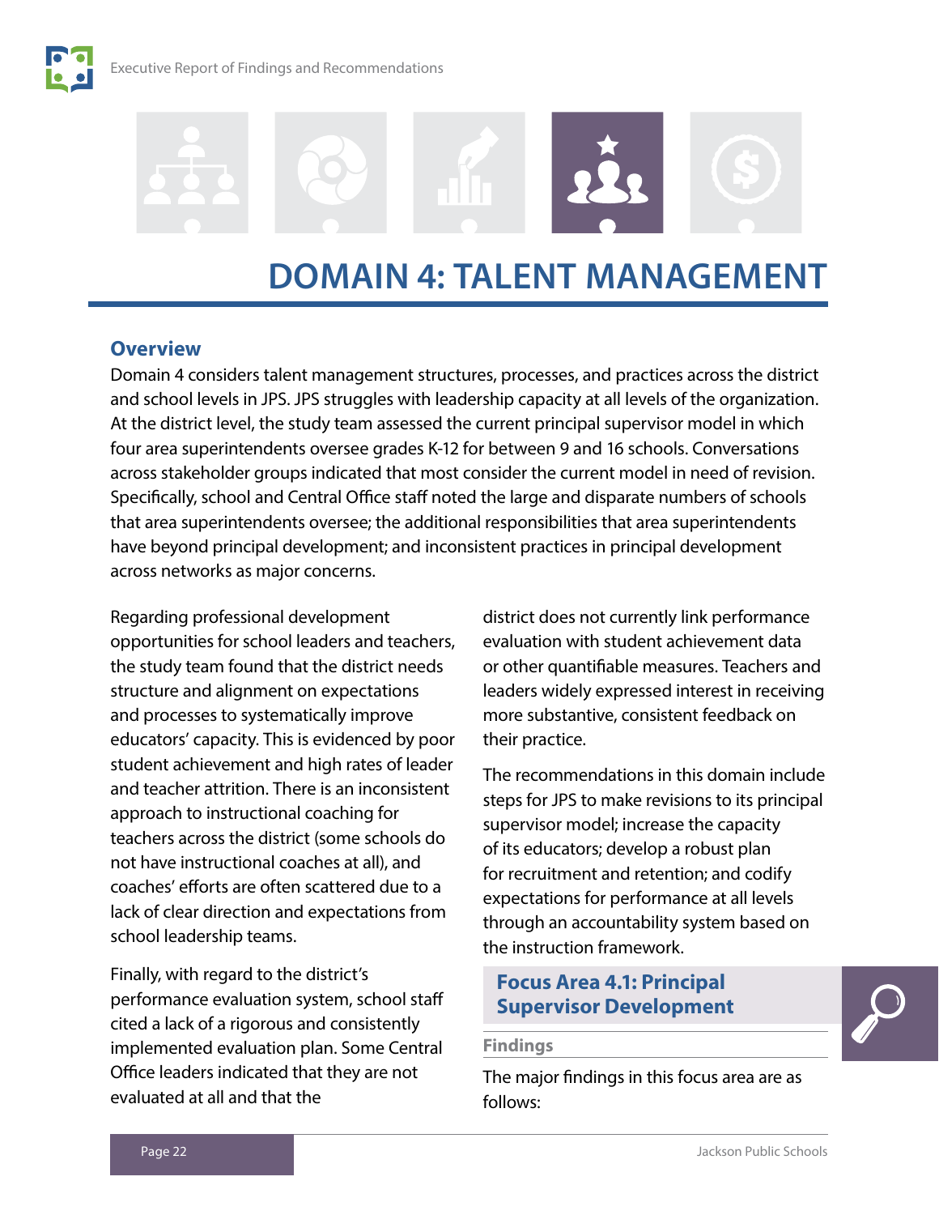# DOMAIN 4: TALENT MANAGEMENT

## Overview

Domain 4 considers talent management structures, processes, and practices across the district and school levels in JPS. JPS struggles with leadership capacity at all levels of the organization. At the district level, the study team assessed the current principal supervisor model in which four area superintendents oversee grades K-12 for between 9 and 16 schools. Conversations across stakeholder groups indicated that most consider the current model in need of revision. Specifically, school and Central Office staff noted the large and disparate numbers of schools that area superintendents oversee; the additional responsibilities that area superintendents have beyond principal development; and inconsistent practices in principal development across networks as major concerns.

Regarding professional development opportunities for school leaders and teachers, the study team found that the district needs structure and alignment on expectations and processes to systematically improve educators' capacity. This is evidenced by poor student achievement and high rates of leader and teacher attrition. There is an inconsistent approach to instructional coaching for teachers across the district (some schools do not have instructional coaches at all), and coaches' efforts are often scattered due to a lack of clear direction and expectations from school leadership teams.

Finally, with regard to the district's performance evaluation system, school staff cited a lack of a rigorous and consistently implemented evaluation plan. Some Central Office leaders indicated that they are not evaluated at all and that the district does not currently link performance evaluation with student achievement data or other quantifiable measures. Teachers and leaders widely expressed interest in receiving more substantive, consistent feedback on their practice.

The recommendations in this domain include steps for JPS to make revisions to its principal supervisor model; increase the capacity of its educators; develop a robust plan for recruitment and retention; and codify expectations for performance at all levels through an accountability system based on the instruction framework.

### Focus Area 4.1: Principal Supervisor Development

#### Findings

The major findings in this focus area are as follows: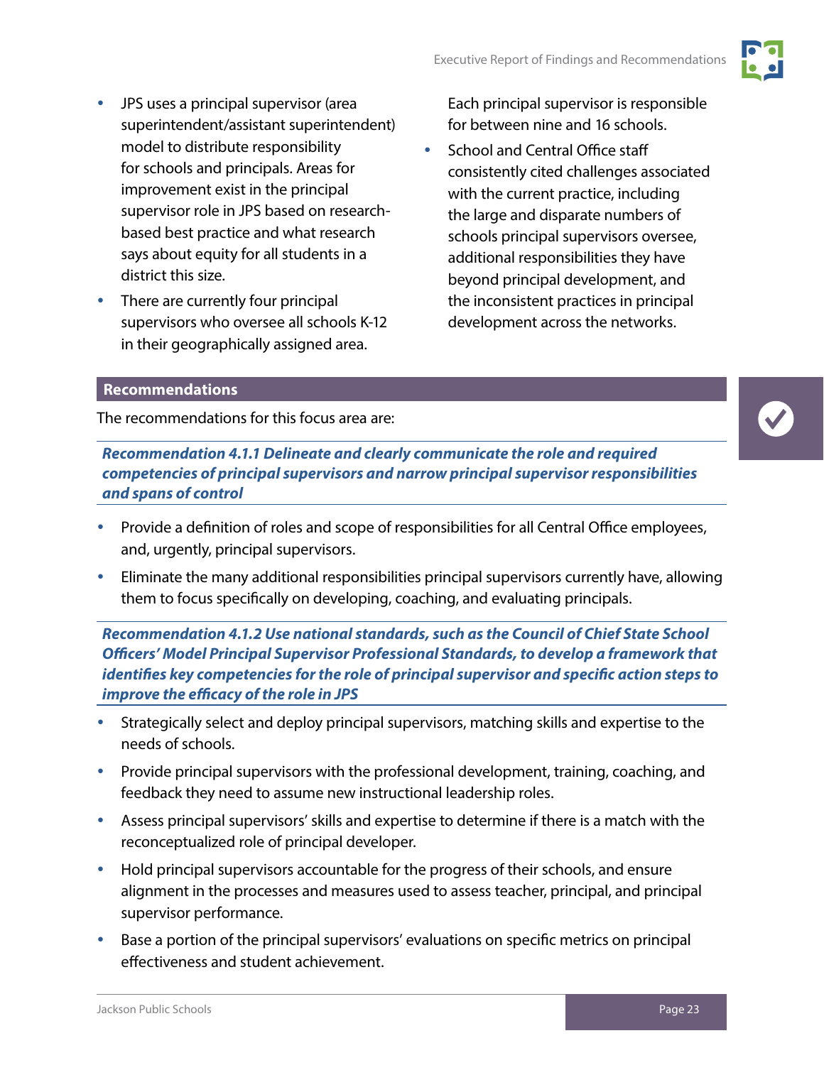- JPS uses a principal supervisor (area superintendent/assistant superintendent) model to distribute responsibility for schools and principals. Areas for improvement exist in the principal supervisor role in JPS based on research-based best practice and what research says about equity for all students in a district this size.
- There are currently four principal supervisors who oversee all schools K-12 in their geographically assigned area. Each principal supervisor is responsible for between nine and 16 schools.
- School and Central Office staff consistently cited challenges associated with the current practice, including the large and disparate numbers of schools principal supervisors oversee, additional responsibilities they have beyond principal development, and the inconsistent practices in principal development across the networks.

## Recommendations

The recommendations for this focus area are:

***Recommendation 4.1.1 Delineate and clearly communicate the role and required competencies of principal supervisors and narrow principal supervisor responsibilities and spans of control***

- Provide a definition of roles and scope of responsibilities for all Central Office employees, and, urgently, principal supervisors.
- Eliminate the many additional responsibilities principal supervisors currently have, allowing them to focus specifically on developing, coaching, and evaluating principals.

***Recommendation 4.1.2 Use national standards, such as the Council of Chief State School Officers' Model Principal Supervisor Professional Standards, to develop a framework that identifies key competencies for the role of principal supervisor and specific action steps to improve the efficacy of the role in JPS***

- Strategically select and deploy principal supervisors, matching skills and expertise to the needs of schools.
- Provide principal supervisors with the professional development, training, coaching, and feedback they need to assume new instructional leadership roles.
- Assess principal supervisors' skills and expertise to determine if there is a match with the reconceptualized role of principal developer.
- Hold principal supervisors accountable for the progress of their schools, and ensure alignment in the processes and measures used to assess teacher, principal, and principal supervisor performance.
- Base a portion of the principal supervisors' evaluations on specific metrics on principal effectiveness and student achievement.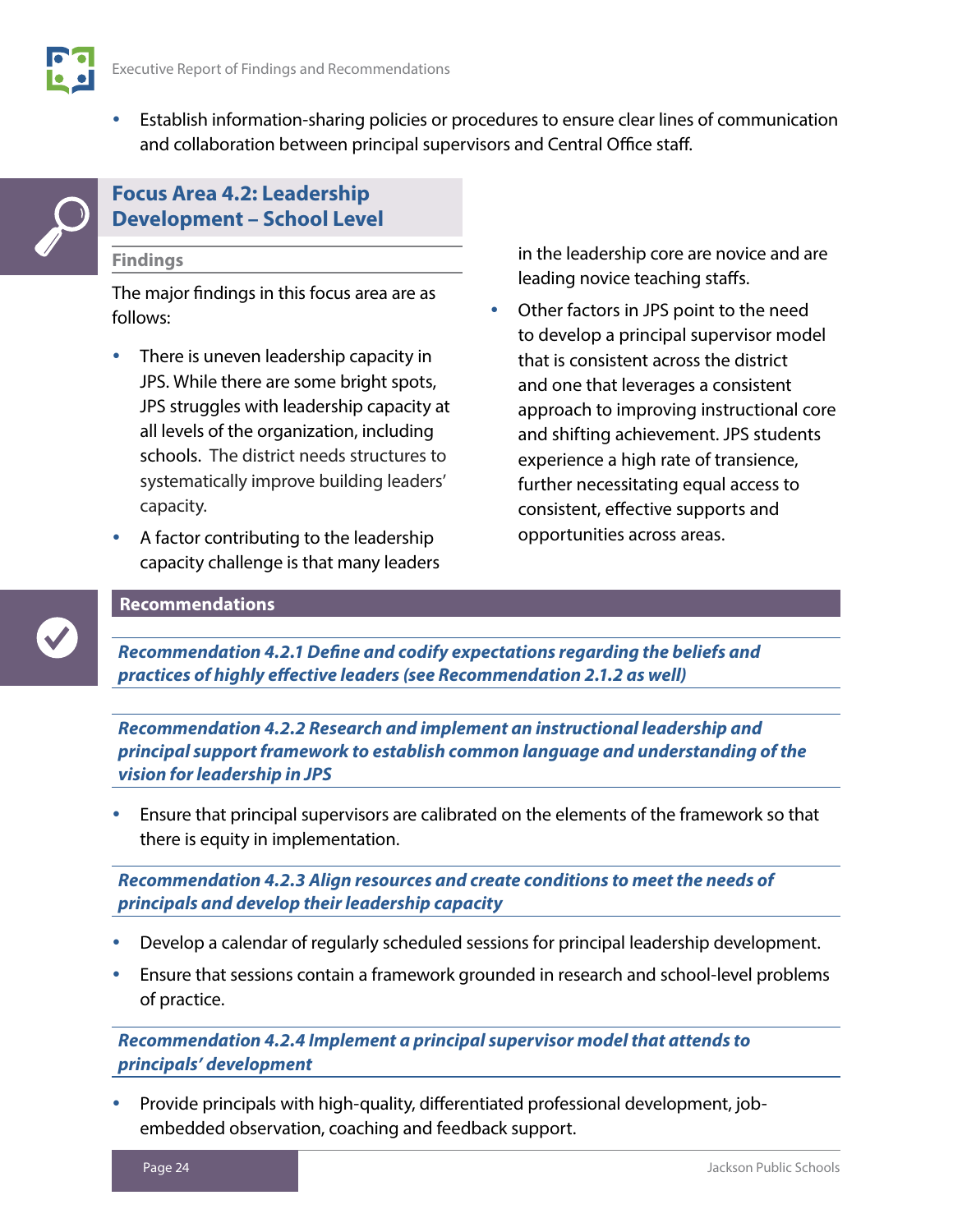- Establish information-sharing policies or procedures to ensure clear lines of communication and collaboration between principal supervisors and Central Office staff.

## Focus Area 4.2: Leadership Development – School Level

### Findings

The major findings in this focus area are as follows:

- There is uneven leadership capacity in JPS. While there are some bright spots, JPS struggles with leadership capacity at all levels of the organization, including schools. The district needs structures to systematically improve building leaders' capacity.
- A factor contributing to the leadership capacity challenge is that many leaders in the leadership core are novice and are leading novice teaching staffs.
- Other factors in JPS point to the need to develop a principal supervisor model that is consistent across the district and one that leverages a consistent approach to improving instructional core and shifting achievement. JPS students experience a high rate of transience, further necessitating equal access to consistent, effective supports and opportunities across areas.

### Recommendations

***Recommendation 4.2.1 Define and codify expectations regarding the beliefs and practices of highly effective leaders (see Recommendation 2.1.2 as well)***

***Recommendation 4.2.2 Research and implement an instructional leadership and principal support framework to establish common language and understanding of the vision for leadership in JPS***

- Ensure that principal supervisors are calibrated on the elements of the framework so that there is equity in implementation.

***Recommendation 4.2.3 Align resources and create conditions to meet the needs of principals and develop their leadership capacity***

- Develop a calendar of regularly scheduled sessions for principal leadership development.
- Ensure that sessions contain a framework grounded in research and school-level problems of practice.

***Recommendation 4.2.4 Implement a principal supervisor model that attends to principals' development***

- Provide principals with high-quality, differentiated professional development, job-embedded observation, coaching and feedback support.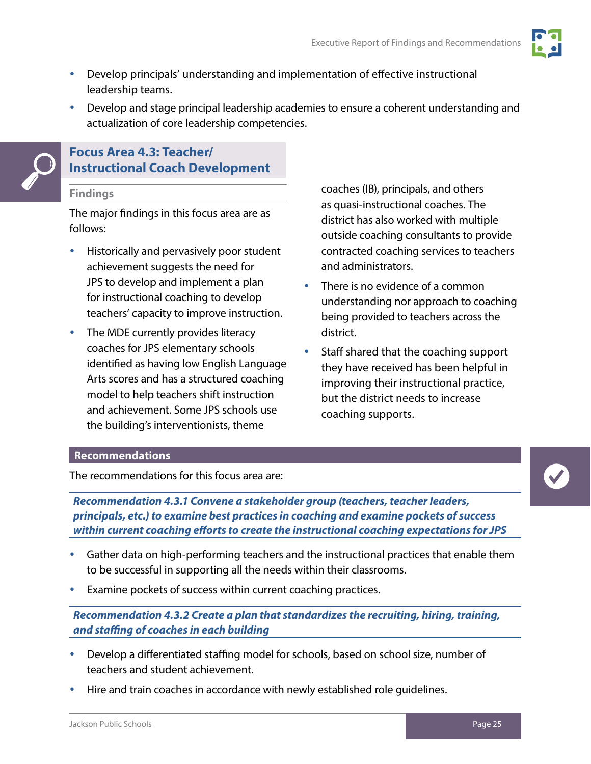- Develop principals' understanding and implementation of effective instructional leadership teams.
- Develop and stage principal leadership academies to ensure a coherent understanding and actualization of core leadership competencies.

## Focus Area 4.3: Teacher/ Instructional Coach Development

### Findings

The major findings in this focus area are as follows:

- Historically and pervasively poor student achievement suggests the need for JPS to develop and implement a plan for instructional coaching to develop teachers' capacity to improve instruction.
- The MDE currently provides literacy coaches for JPS elementary schools identified as having low English Language Arts scores and has a structured coaching model to help teachers shift instruction and achievement. Some JPS schools use the building's interventionists, theme coaches (IB), principals, and others as quasi-instructional coaches. The district has also worked with multiple outside coaching consultants to provide contracted coaching services to teachers and administrators.
- There is no evidence of a common understanding nor approach to coaching being provided to teachers across the district.
- Staff shared that the coaching support they have received has been helpful in improving their instructional practice, but the district needs to increase coaching supports.

### Recommendations

The recommendations for this focus area are:

***Recommendation 4.3.1 Convene a stakeholder group (teachers, teacher leaders, principals, etc.) to examine best practices in coaching and examine pockets of success within current coaching efforts to create the instructional coaching expectations for JPS***

- Gather data on high-performing teachers and the instructional practices that enable them to be successful in supporting all the needs within their classrooms.
- Examine pockets of success within current coaching practices.

***Recommendation 4.3.2 Create a plan that standardizes the recruiting, hiring, training, and staffing of coaches in each building***

- Develop a differentiated staffing model for schools, based on school size, number of teachers and student achievement.
- Hire and train coaches in accordance with newly established role guidelines.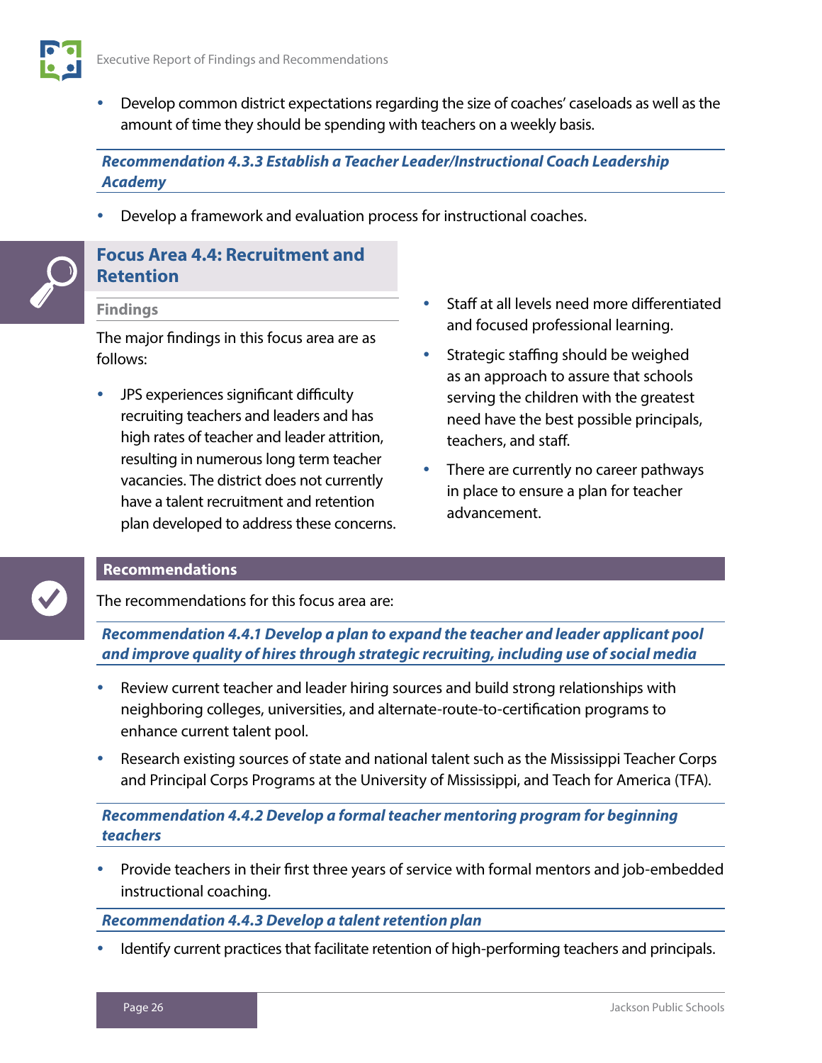- Develop common district expectations regarding the size of coaches' caseloads as well as the amount of time they should be spending with teachers on a weekly basis.

***Recommendation 4.3.3 Establish a Teacher Leader/Instructional Coach Leadership Academy***

- Develop a framework and evaluation process for instructional coaches.

## Focus Area 4.4: Recruitment and Retention

### Findings

The major findings in this focus area are as follows:

- JPS experiences significant difficulty recruiting teachers and leaders and has high rates of teacher and leader attrition, resulting in numerous long term teacher vacancies. The district does not currently have a talent recruitment and retention plan developed to address these concerns.
- Staff at all levels need more differentiated and focused professional learning.
- Strategic staffing should be weighed as an approach to assure that schools serving the children with the greatest need have the best possible principals, teachers, and staff.
- There are currently no career pathways in place to ensure a plan for teacher advancement.

### Recommendations

The recommendations for this focus area are:

***Recommendation 4.4.1 Develop a plan to expand the teacher and leader applicant pool and improve quality of hires through strategic recruiting, including use of social media***

- Review current teacher and leader hiring sources and build strong relationships with neighboring colleges, universities, and alternate-route-to-certification programs to enhance current talent pool.
- Research existing sources of state and national talent such as the Mississippi Teacher Corps and Principal Corps Programs at the University of Mississippi, and Teach for America (TFA).

***Recommendation 4.4.2 Develop a formal teacher mentoring program for beginning teachers***

- Provide teachers in their first three years of service with formal mentors and job-embedded instructional coaching.

***Recommendation 4.4.3 Develop a talent retention plan***

- Identify current practices that facilitate retention of high-performing teachers and principals.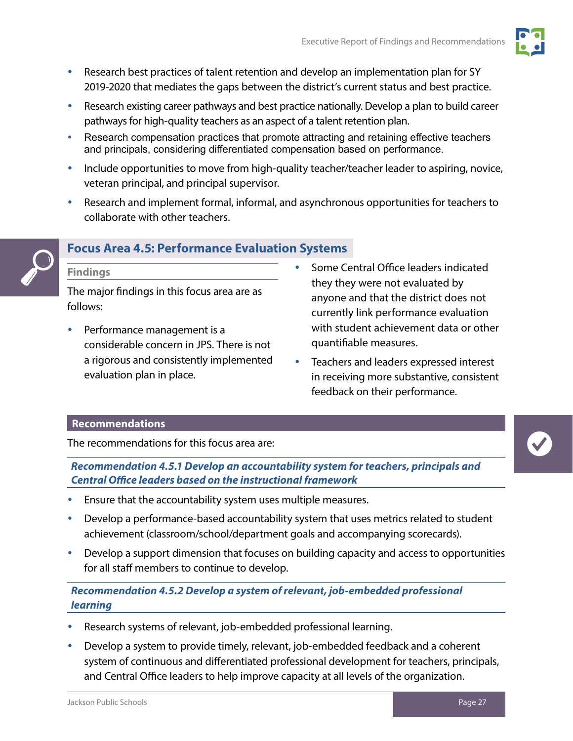- Research best practices of talent retention and develop an implementation plan for SY 2019-2020 that mediates the gaps between the district's current status and best practice.
- Research existing career pathways and best practice nationally. Develop a plan to build career pathways for high-quality teachers as an aspect of a talent retention plan.
- Research compensation practices that promote attracting and retaining effective teachers and principals, considering differentiated compensation based on performance.
- Include opportunities to move from high-quality teacher/teacher leader to aspiring, novice, veteran principal, and principal supervisor.
- Research and implement formal, informal, and asynchronous opportunities for teachers to collaborate with other teachers.

## Focus Area 4.5: Performance Evaluation Systems

### Findings

The major findings in this focus area are as follows:

- Performance management is a considerable concern in JPS. There is not a rigorous and consistently implemented evaluation plan in place.
- Some Central Office leaders indicated they they were not evaluated by anyone and that the district does not currently link performance evaluation with student achievement data or other quantifiable measures.
- Teachers and leaders expressed interest in receiving more substantive, consistent feedback on their performance.

### Recommendations

The recommendations for this focus area are:

***Recommendation 4.5.1 Develop an accountability system for teachers, principals and Central Office leaders based on the instructional framework***

- Ensure that the accountability system uses multiple measures.
- Develop a performance-based accountability system that uses metrics related to student achievement (classroom/school/department goals and accompanying scorecards).
- Develop a support dimension that focuses on building capacity and access to opportunities for all staff members to continue to develop.

***Recommendation 4.5.2 Develop a system of relevant, job-embedded professional learning***

- Research systems of relevant, job-embedded professional learning.
- Develop a system to provide timely, relevant, job-embedded feedback and a coherent system of continuous and differentiated professional development for teachers, principals, and Central Office leaders to help improve capacity at all levels of the organization.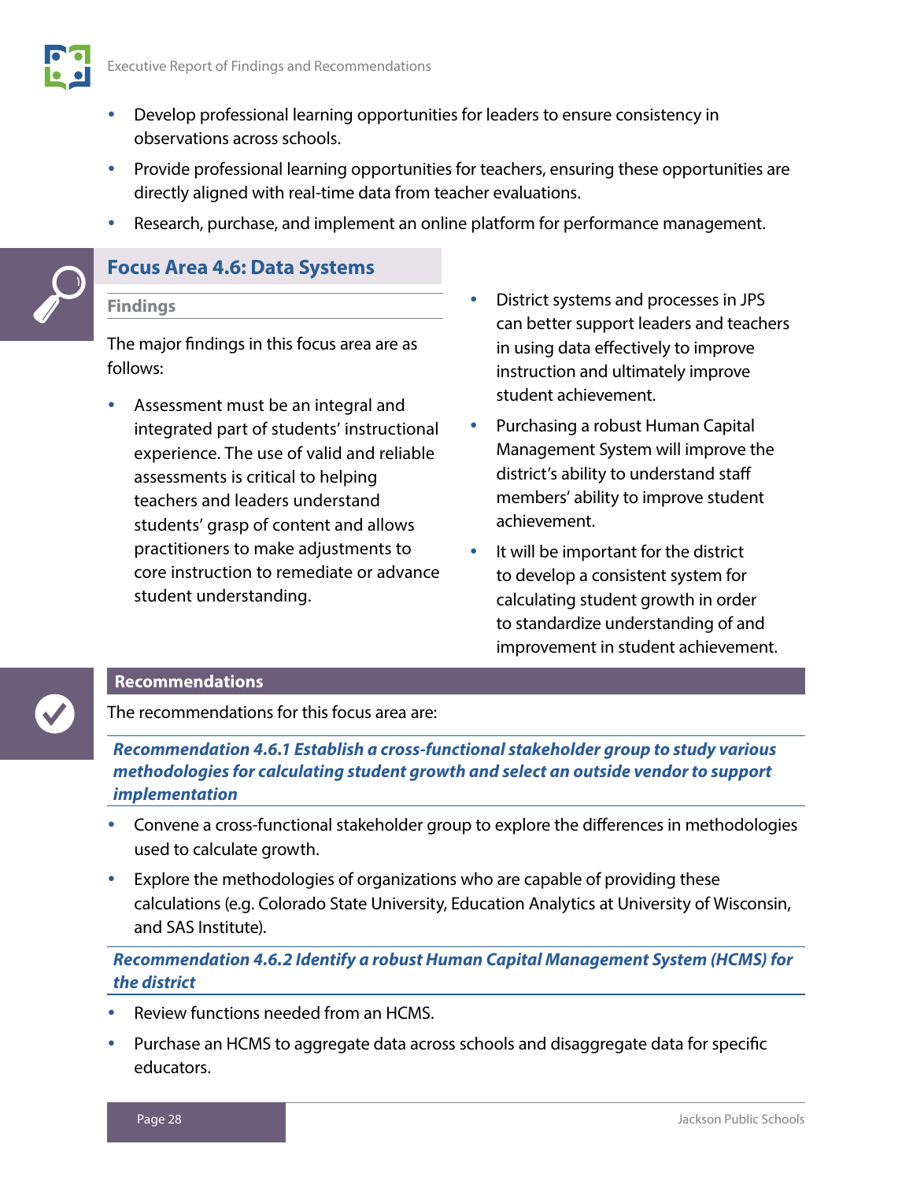- Develop professional learning opportunities for leaders to ensure consistency in observations across schools.
- Provide professional learning opportunities for teachers, ensuring these opportunities are directly aligned with real-time data from teacher evaluations.
- Research, purchase, and implement an online platform for performance management.

## Focus Area 4.6: Data Systems

### Findings

The major findings in this focus area are as follows:

- Assessment must be an integral and integrated part of students' instructional experience. The use of valid and reliable assessments is critical to helping teachers and leaders understand students' grasp of content and allows practitioners to make adjustments to core instruction to remediate or advance student understanding.
- District systems and processes in JPS can better support leaders and teachers in using data effectively to improve instruction and ultimately improve student achievement.
- Purchasing a robust Human Capital Management System will improve the district's ability to understand staff members' ability to improve student achievement.
- It will be important for the district to develop a consistent system for calculating student growth in order to standardize understanding of and improvement in student achievement.

### Recommendations

The recommendations for this focus area are:

***Recommendation 4.6.1 Establish a cross-functional stakeholder group to study various methodologies for calculating student growth and select an outside vendor to support implementation***

- Convene a cross-functional stakeholder group to explore the differences in methodologies used to calculate growth.
- Explore the methodologies of organizations who are capable of providing these calculations (e.g. Colorado State University, Education Analytics at University of Wisconsin, and SAS Institute).

***Recommendation 4.6.2 Identify a robust Human Capital Management System (HCMS) for the district***

- Review functions needed from an HCMS.
- Purchase an HCMS to aggregate data across schools and disaggregate data for specific educators.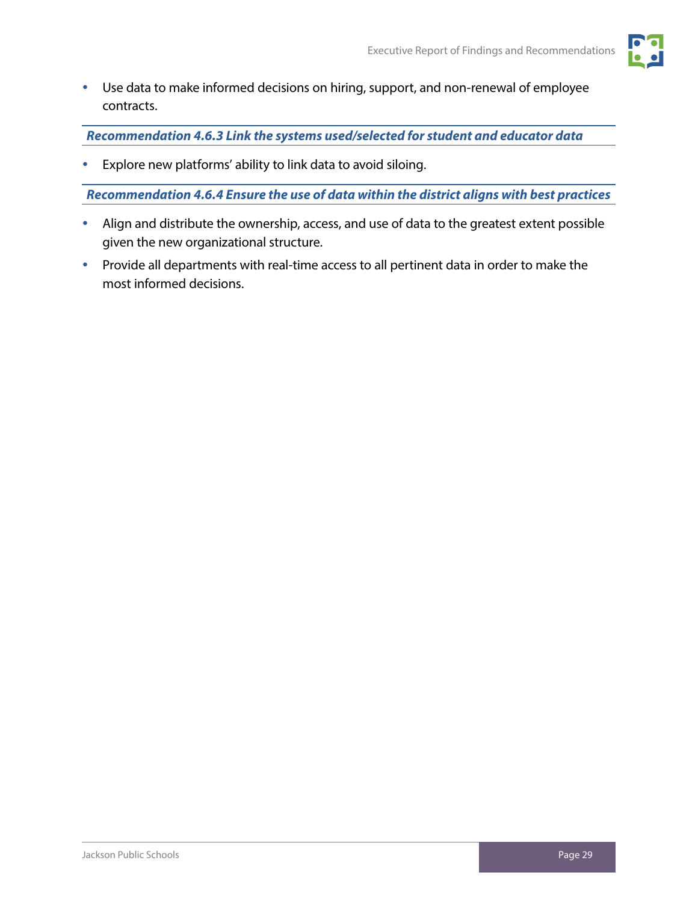- Use data to make informed decisions on hiring, support, and non-renewal of employee contracts.

#### *Recommendation 4.6.3 Link the systems used/selected for student and educator data*

- Explore new platforms' ability to link data to avoid siloing.

#### *Recommendation 4.6.4 Ensure the use of data within the district aligns with best practices*

- Align and distribute the ownership, access, and use of data to the greatest extent possible given the new organizational structure.
- Provide all departments with real-time access to all pertinent data in order to make the most informed decisions.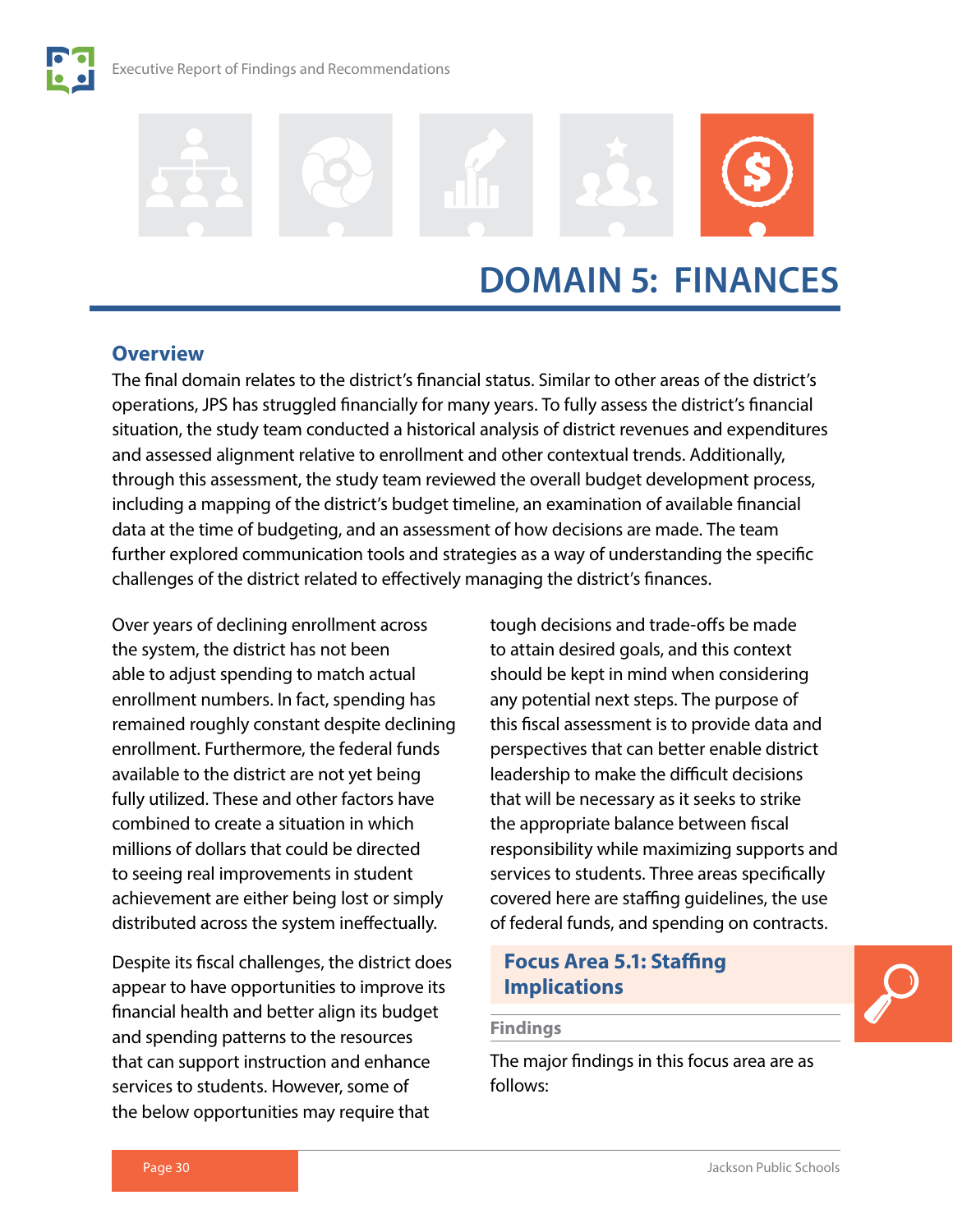# DOMAIN 5: FINANCES

## Overview

The final domain relates to the district's financial status. Similar to other areas of the district's operations, JPS has struggled financially for many years. To fully assess the district's financial situation, the study team conducted a historical analysis of district revenues and expenditures and assessed alignment relative to enrollment and other contextual trends. Additionally, through this assessment, the study team reviewed the overall budget development process, including a mapping of the district's budget timeline, an examination of available financial data at the time of budgeting, and an assessment of how decisions are made. The team further explored communication tools and strategies as a way of understanding the specific challenges of the district related to effectively managing the district's finances.

Over years of declining enrollment across the system, the district has not been able to adjust spending to match actual enrollment numbers. In fact, spending has remained roughly constant despite declining enrollment. Furthermore, the federal funds available to the district are not yet being fully utilized. These and other factors have combined to create a situation in which millions of dollars that could be directed to seeing real improvements in student achievement are either being lost or simply distributed across the system ineffectually.

Despite its fiscal challenges, the district does appear to have opportunities to improve its financial health and better align its budget and spending patterns to the resources that can support instruction and enhance services to students. However, some of the below opportunities may require that tough decisions and trade-offs be made to attain desired goals, and this context should be kept in mind when considering any potential next steps. The purpose of this fiscal assessment is to provide data and perspectives that can better enable district leadership to make the difficult decisions that will be necessary as it seeks to strike the appropriate balance between fiscal responsibility while maximizing supports and services to students. Three areas specifically covered here are staffing guidelines, the use of federal funds, and spending on contracts.

### Focus Area 5.1: Staffing Implications

#### Findings

The major findings in this focus area are as follows: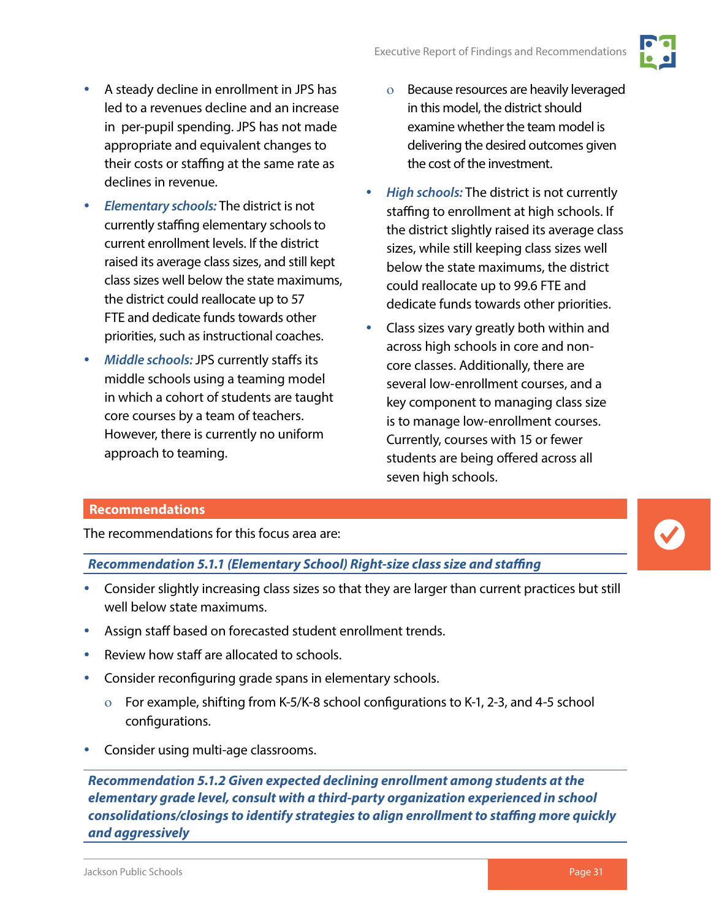- A steady decline in enrollment in JPS has led to a revenues decline and an increase in per-pupil spending. JPS has not made appropriate and equivalent changes to their costs or staffing at the same rate as declines in revenue.
- ***Elementary schools:*** The district is not currently staffing elementary schools to current enrollment levels. If the district raised its average class sizes, and still kept class sizes well below the state maximums, the district could reallocate up to 57 FTE and dedicate funds towards other priorities, such as instructional coaches.
- ***Middle schools:*** JPS currently staffs its middle schools using a teaming model in which a cohort of students are taught core courses by a team of teachers. However, there is currently no uniform approach to teaming.
  - Because resources are heavily leveraged in this model, the district should examine whether the team model is delivering the desired outcomes given the cost of the investment.
- ***High schools:*** The district is not currently staffing to enrollment at high schools. If the district slightly raised its average class sizes, while still keeping class sizes well below the state maximums, the district could reallocate up to 99.6 FTE and dedicate funds towards other priorities.
- Class sizes vary greatly both within and across high schools in core and non-core classes. Additionally, there are several low-enrollment courses, and a key component to managing class size is to manage low-enrollment courses. Currently, courses with 15 or fewer students are being offered across all seven high schools.

## Recommendations

The recommendations for this focus area are:

### *Recommendation 5.1.1 (Elementary School) Right-size class size and staffing*

- Consider slightly increasing class sizes so that they are larger than current practices but still well below state maximums.
- Assign staff based on forecasted student enrollment trends.
- Review how staff are allocated to schools.
- Consider reconfiguring grade spans in elementary schools.
  - For example, shifting from K-5/K-8 school configurations to K-1, 2-3, and 4-5 school configurations.
- Consider using multi-age classrooms.

### *Recommendation 5.1.2 Given expected declining enrollment among students at the elementary grade level, consult with a third-party organization experienced in school consolidations/closings to identify strategies to align enrollment to staffing more quickly and aggressively*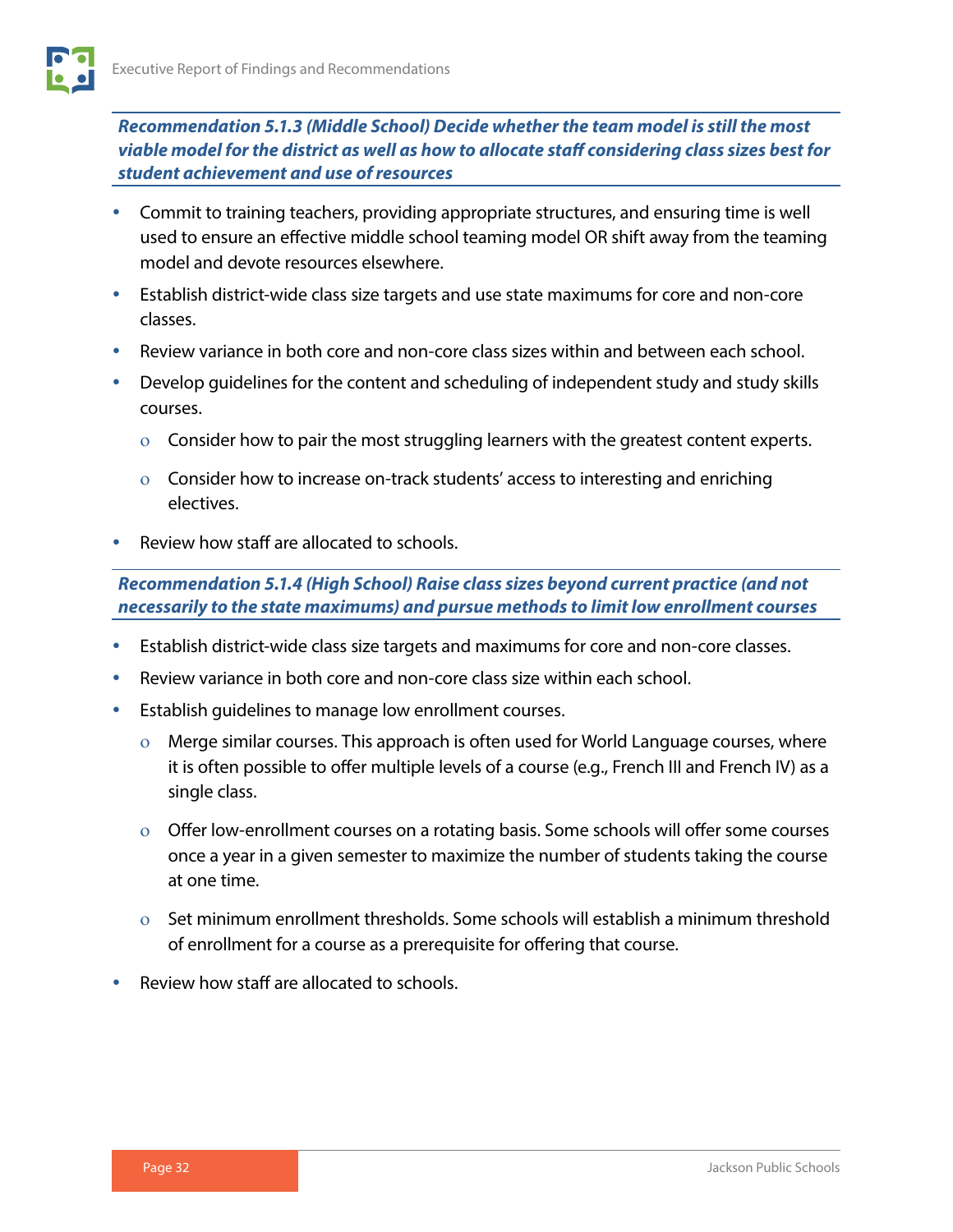***Recommendation 5.1.3 (Middle School) Decide whether the team model is still the most viable model for the district as well as how to allocate staff considering class sizes best for student achievement and use of resources***

- Commit to training teachers, providing appropriate structures, and ensuring time is well used to ensure an effective middle school teaming model OR shift away from the teaming model and devote resources elsewhere.
- Establish district-wide class size targets and use state maximums for core and non-core classes.
- Review variance in both core and non-core class sizes within and between each school.
- Develop guidelines for the content and scheduling of independent study and study skills courses.
  - Consider how to pair the most struggling learners with the greatest content experts.
  - Consider how to increase on-track students' access to interesting and enriching electives.
- Review how staff are allocated to schools.

***Recommendation 5.1.4 (High School) Raise class sizes beyond current practice (and not necessarily to the state maximums) and pursue methods to limit low enrollment courses***

- Establish district-wide class size targets and maximums for core and non-core classes.
- Review variance in both core and non-core class size within each school.
- Establish guidelines to manage low enrollment courses.
  - Merge similar courses. This approach is often used for World Language courses, where it is often possible to offer multiple levels of a course (e.g., French III and French IV) as a single class.
  - Offer low-enrollment courses on a rotating basis. Some schools will offer some courses once a year in a given semester to maximize the number of students taking the course at one time.
  - Set minimum enrollment thresholds. Some schools will establish a minimum threshold of enrollment for a course as a prerequisite for offering that course.
- Review how staff are allocated to schools.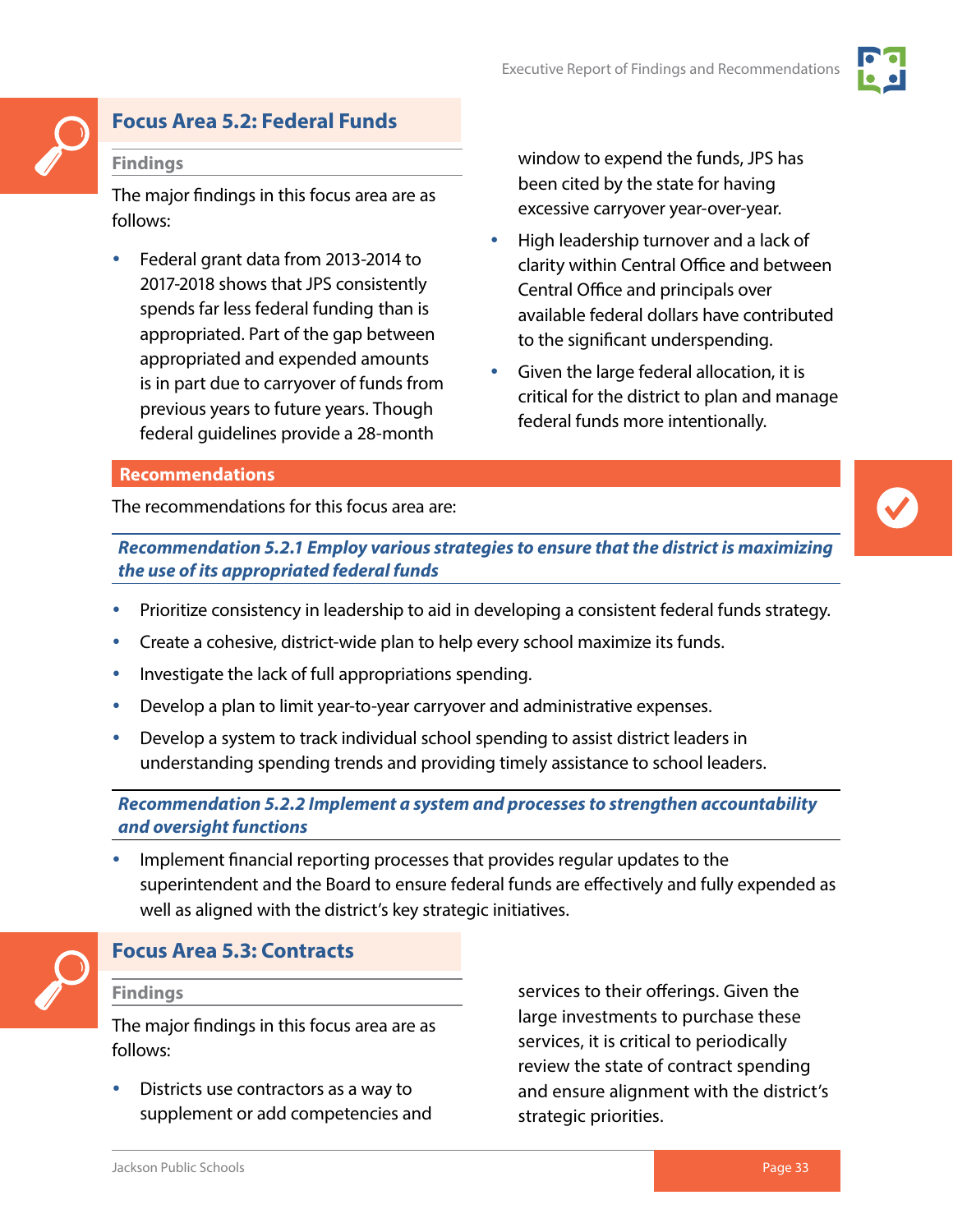## Focus Area 5.2: Federal Funds

### Findings

The major findings in this focus area are as follows:

- Federal grant data from 2013-2014 to 2017-2018 shows that JPS consistently spends far less federal funding than is appropriated. Part of the gap between appropriated and expended amounts is in part due to carryover of funds from previous years to future years. Though federal guidelines provide a 28-month window to expend the funds, JPS has been cited by the state for having excessive carryover year-over-year.
- High leadership turnover and a lack of clarity within Central Office and between Central Office and principals over available federal dollars have contributed to the significant underspending.
- Given the large federal allocation, it is critical for the district to plan and manage federal funds more intentionally.

### Recommendations

The recommendations for this focus area are:

#### *Recommendation 5.2.1 Employ various strategies to ensure that the district is maximizing the use of its appropriated federal funds*

- Prioritize consistency in leadership to aid in developing a consistent federal funds strategy.
- Create a cohesive, district-wide plan to help every school maximize its funds.
- Investigate the lack of full appropriations spending.
- Develop a plan to limit year-to-year carryover and administrative expenses.
- Develop a system to track individual school spending to assist district leaders in understanding spending trends and providing timely assistance to school leaders.

#### *Recommendation 5.2.2 Implement a system and processes to strengthen accountability and oversight functions*

- Implement financial reporting processes that provides regular updates to the superintendent and the Board to ensure federal funds are effectively and fully expended as well as aligned with the district's key strategic initiatives.

## Focus Area 5.3: Contracts

### Findings

The major findings in this focus area are as follows:

- Districts use contractors as a way to supplement or add competencies and services to their offerings. Given the large investments to purchase these services, it is critical to periodically review the state of contract spending and ensure alignment with the district's strategic priorities.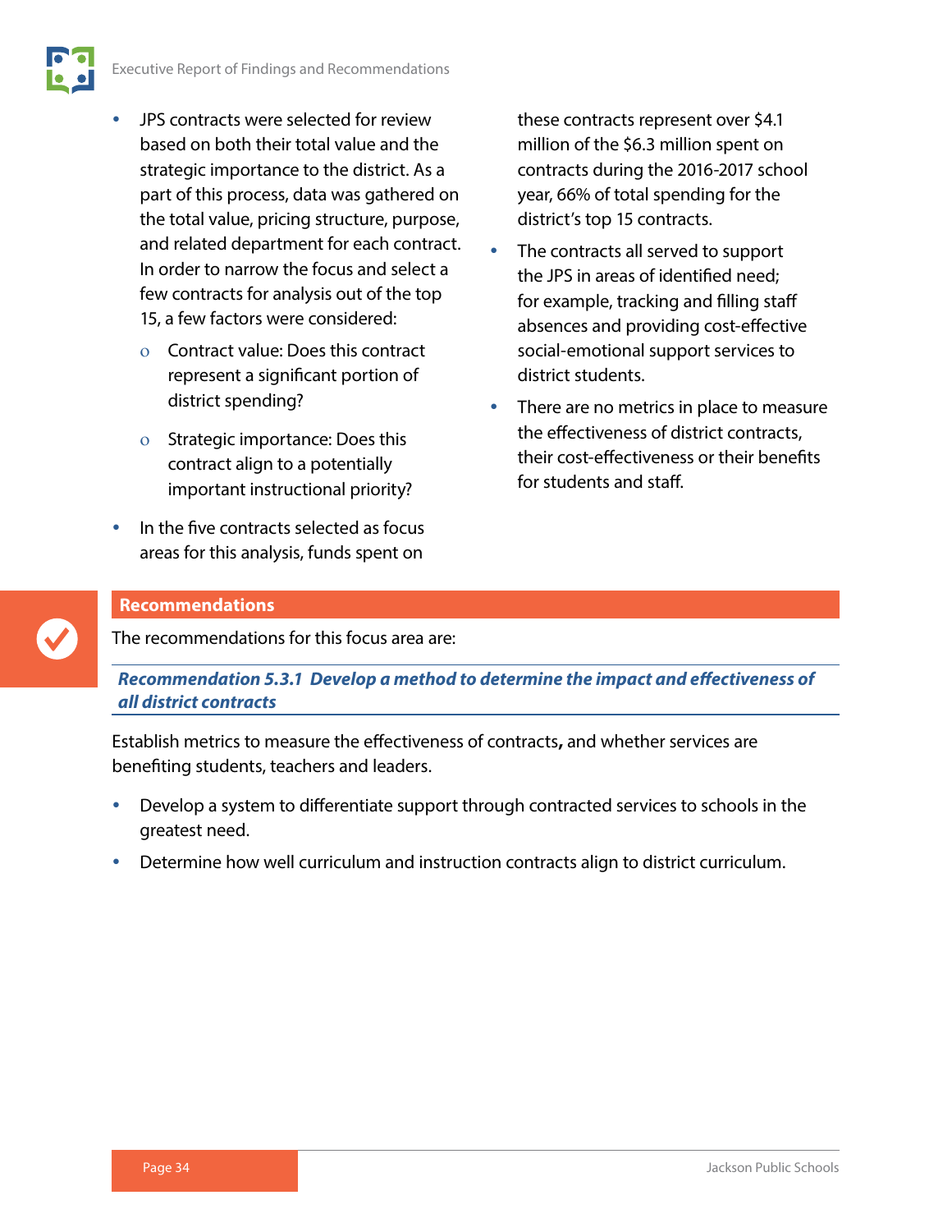- JPS contracts were selected for review based on both their total value and the strategic importance to the district. As a part of this process, data was gathered on the total value, pricing structure, purpose, and related department for each contract. In order to narrow the focus and select a few contracts for analysis out of the top 15, a few factors were considered:
  - Contract value: Does this contract represent a significant portion of district spending?
  - Strategic importance: Does this contract align to a potentially important instructional priority?
- In the five contracts selected as focus areas for this analysis, funds spent on these contracts represent over $4.1 million of the $6.3 million spent on contracts during the 2016-2017 school year, 66% of total spending for the district's top 15 contracts.
- The contracts all served to support the JPS in areas of identified need; for example, tracking and filling staff absences and providing cost-effective social-emotional support services to district students.
- There are no metrics in place to measure the effectiveness of district contracts, their cost-effectiveness or their benefits for students and staff.

## Recommendations

The recommendations for this focus area are:

### *Recommendation 5.3.1 Develop a method to determine the impact and effectiveness of all district contracts*

Establish metrics to measure the effectiveness of contracts**,** and whether services are benefiting students, teachers and leaders.

- Develop a system to differentiate support through contracted services to schools in the greatest need.
- Determine how well curriculum and instruction contracts align to district curriculum.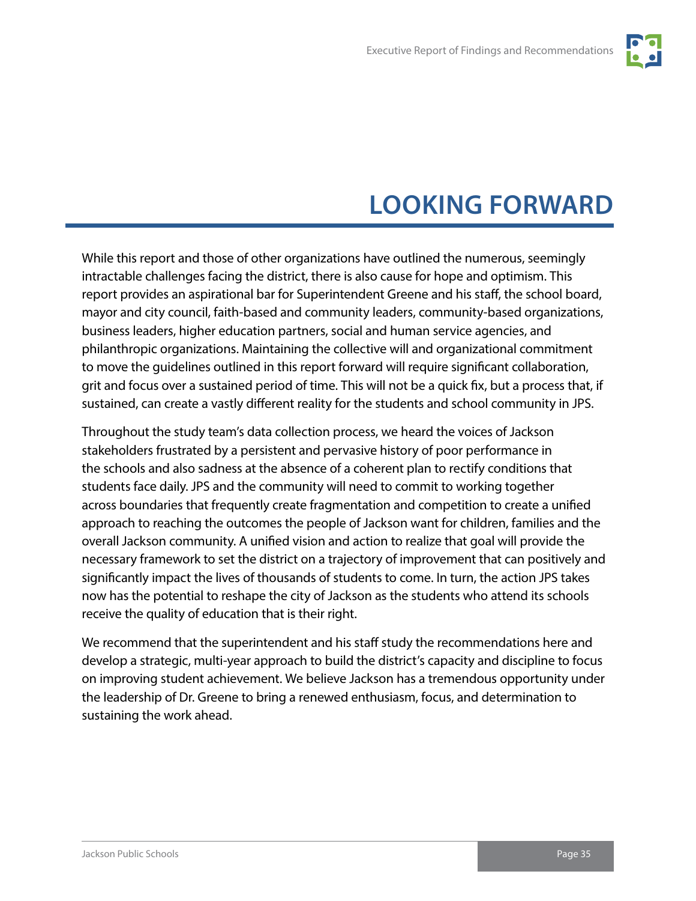# LOOKING FORWARD

While this report and those of other organizations have outlined the numerous, seemingly intractable challenges facing the district, there is also cause for hope and optimism. This report provides an aspirational bar for Superintendent Greene and his staff, the school board, mayor and city council, faith-based and community leaders, community-based organizations, business leaders, higher education partners, social and human service agencies, and philanthropic organizations. Maintaining the collective will and organizational commitment to move the guidelines outlined in this report forward will require significant collaboration, grit and focus over a sustained period of time. This will not be a quick fix, but a process that, if sustained, can create a vastly different reality for the students and school community in JPS.

Throughout the study team's data collection process, we heard the voices of Jackson stakeholders frustrated by a persistent and pervasive history of poor performance in the schools and also sadness at the absence of a coherent plan to rectify conditions that students face daily. JPS and the community will need to commit to working together across boundaries that frequently create fragmentation and competition to create a unified approach to reaching the outcomes the people of Jackson want for children, families and the overall Jackson community. A unified vision and action to realize that goal will provide the necessary framework to set the district on a trajectory of improvement that can positively and significantly impact the lives of thousands of students to come. In turn, the action JPS takes now has the potential to reshape the city of Jackson as the students who attend its schools receive the quality of education that is their right.

We recommend that the superintendent and his staff study the recommendations here and develop a strategic, multi-year approach to build the district's capacity and discipline to focus on improving student achievement. We believe Jackson has a tremendous opportunity under the leadership of Dr. Greene to bring a renewed enthusiasm, focus, and determination to sustaining the work ahead.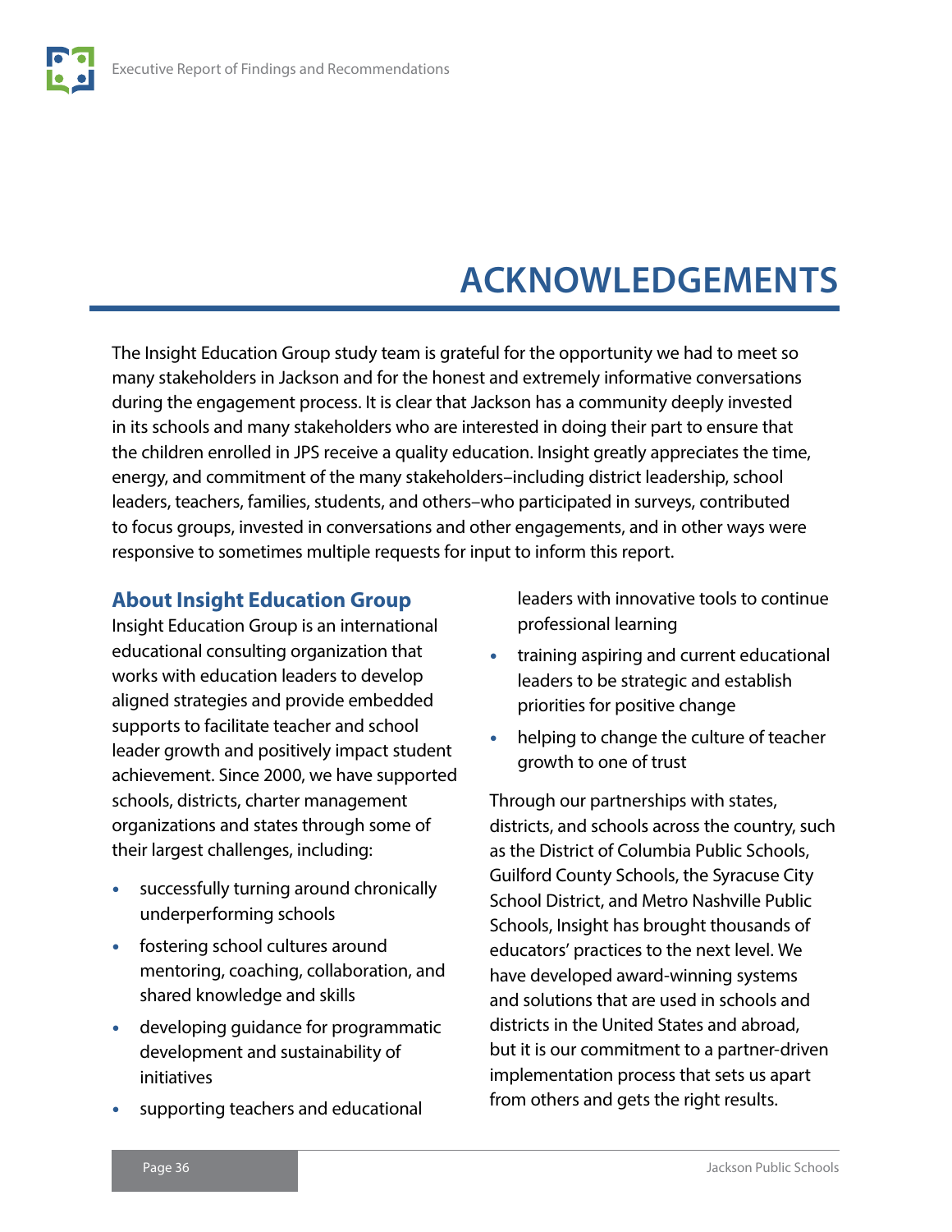# ACKNOWLEDGEMENTS

The Insight Education Group study team is grateful for the opportunity we had to meet so many stakeholders in Jackson and for the honest and extremely informative conversations during the engagement process. It is clear that Jackson has a community deeply invested in its schools and many stakeholders who are interested in doing their part to ensure that the children enrolled in JPS receive a quality education. Insight greatly appreciates the time, energy, and commitment of the many stakeholders–including district leadership, school leaders, teachers, families, students, and others–who participated in surveys, contributed to focus groups, invested in conversations and other engagements, and in other ways were responsive to sometimes multiple requests for input to inform this report.

## About Insight Education Group

Insight Education Group is an international educational consulting organization that works with education leaders to develop aligned strategies and provide embedded supports to facilitate teacher and school leader growth and positively impact student achievement. Since 2000, we have supported schools, districts, charter management organizations and states through some of their largest challenges, including:

- successfully turning around chronically underperforming schools
- fostering school cultures around mentoring, coaching, collaboration, and shared knowledge and skills
- developing guidance for programmatic development and sustainability of initiatives
- supporting teachers and educational leaders with innovative tools to continue professional learning
- training aspiring and current educational leaders to be strategic and establish priorities for positive change
- helping to change the culture of teacher growth to one of trust

Through our partnerships with states, districts, and schools across the country, such as the District of Columbia Public Schools, Guilford County Schools, the Syracuse City School District, and Metro Nashville Public Schools, Insight has brought thousands of educators' practices to the next level. We have developed award-winning systems and solutions that are used in schools and districts in the United States and abroad, but it is our commitment to a partner-driven implementation process that sets us apart from others and gets the right results.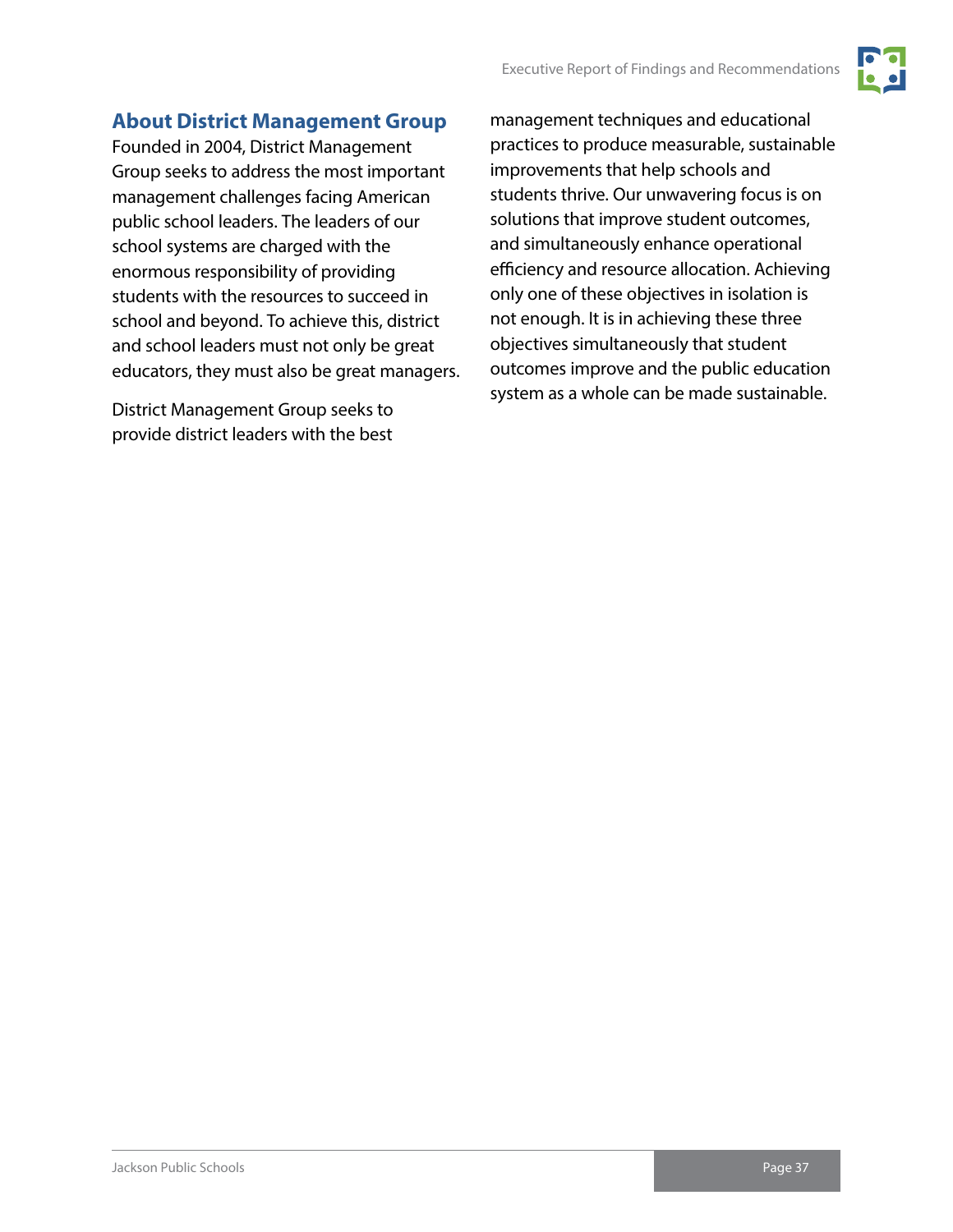## About District Management Group

Founded in 2004, District Management Group seeks to address the most important management challenges facing American public school leaders. The leaders of our school systems are charged with the enormous responsibility of providing students with the resources to succeed in school and beyond. To achieve this, district and school leaders must not only be great educators, they must also be great managers.

District Management Group seeks to provide district leaders with the best management techniques and educational practices to produce measurable, sustainable improvements that help schools and students thrive. Our unwavering focus is on solutions that improve student outcomes, and simultaneously enhance operational efficiency and resource allocation. Achieving only one of these objectives in isolation is not enough. It is in achieving these three objectives simultaneously that student outcomes improve and the public education system as a whole can be made sustainable.